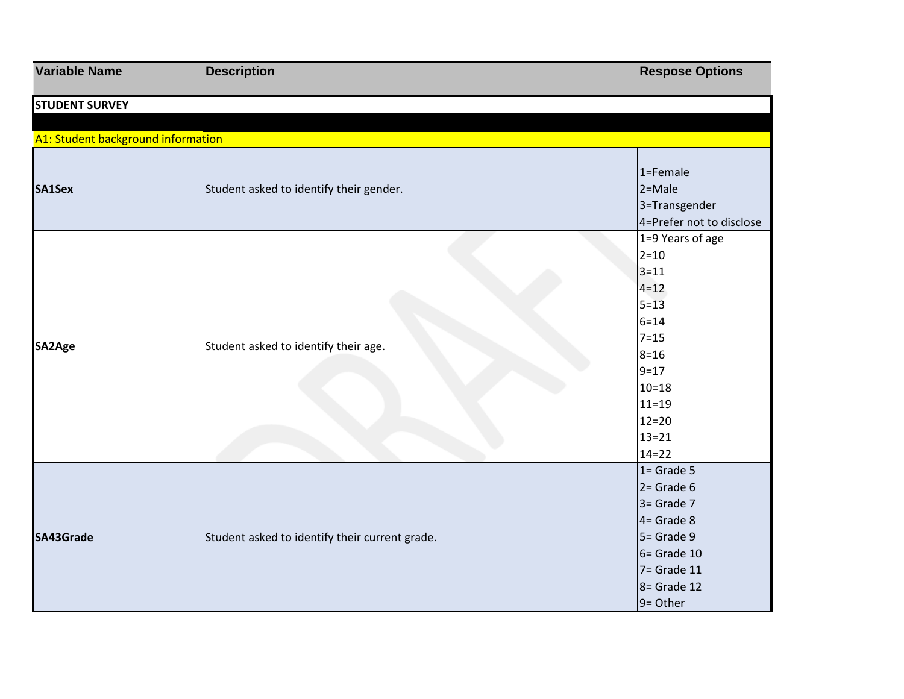| Variable Name | Description | Respose Options |
|---|---|---|
| **STUDENT SURVEY** | | |
| A1: Student background information | | |
| **SA1Sex** | Student asked to identify their gender. | 1=Female<br>2=Male<br>3=Transgender<br>4=Prefer not to disclose |
| **SA2Age** | Student asked to identify their age. | 1=9 Years of age<br>2=10<br>3=11<br>4=12<br>5=13<br>6=14<br>7=15<br>8=16<br>9=17<br>10=18<br>11=19<br>12=20<br>13=21<br>14=22 |
| **SA43Grade** | Student asked to identify their current grade. | 1= Grade 5<br>2= Grade 6<br>3= Grade 7<br>4= Grade 8<br>5= Grade 9<br>6= Grade 10<br>7= Grade 11<br>8= Grade 12<br>9= Other |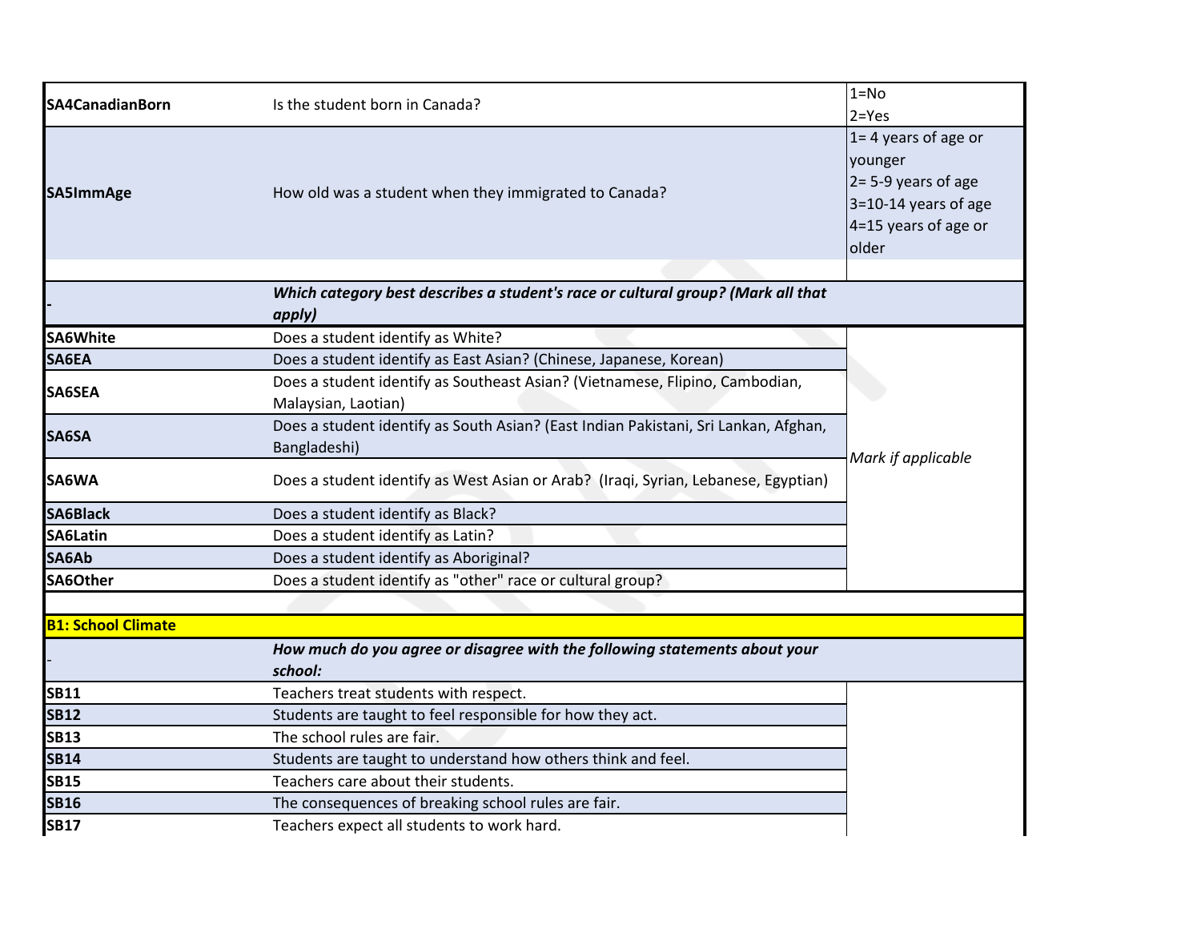| | | |
|---|---|---|
| **SA4CanadianBorn** | Is the student born in Canada? | 1=No<br>2=Yes |
| **SA5ImmAge** | How old was a student when they immigrated to Canada? | 1= 4 years of age or younger<br>2= 5-9 years of age<br>3=10-14 years of age<br>4=15 years of age or older |
| | | |
| - | ***Which category best describes a student's race or cultural group? (Mark all that apply)*** | |
| **SA6White** | Does a student identify as White? | *Mark if applicable* |
| **SA6EA** | Does a student identify as East Asian? (Chinese, Japanese, Korean) | |
| **SA6SEA** | Does a student identify as Southeast Asian? (Vietnamese, Flipino, Cambodian, Malaysian, Laotian) | |
| **SA6SA** | Does a student identify as South Asian? (East Indian Pakistani, Sri Lankan, Afghan, Bangladeshi) | |
| **SA6WA** | Does a student identify as West Asian or Arab? (Iraqi, Syrian, Lebanese, Egyptian) | |
| **SA6Black** | Does a student identify as Black? | |
| **SA6Latin** | Does a student identify as Latin? | |
| **SA6Ab** | Does a student identify as Aboriginal? | |
| **SA6Other** | Does a student identify as "other" race or cultural group? | |
| | | |
| **B1: School Climate** | | |
| - | ***How much do you agree or disagree with the following statements about your school:*** | |
| **SB11** | Teachers treat students with respect. | |
| **SB12** | Students are taught to feel responsible for how they act. | |
| **SB13** | The school rules are fair. | |
| **SB14** | Students are taught to understand how others think and feel. | |
| **SB15** | Teachers care about their students. | |
| **SB16** | The consequences of breaking school rules are fair. | |
| **SB17** | Teachers expect all students to work hard. | |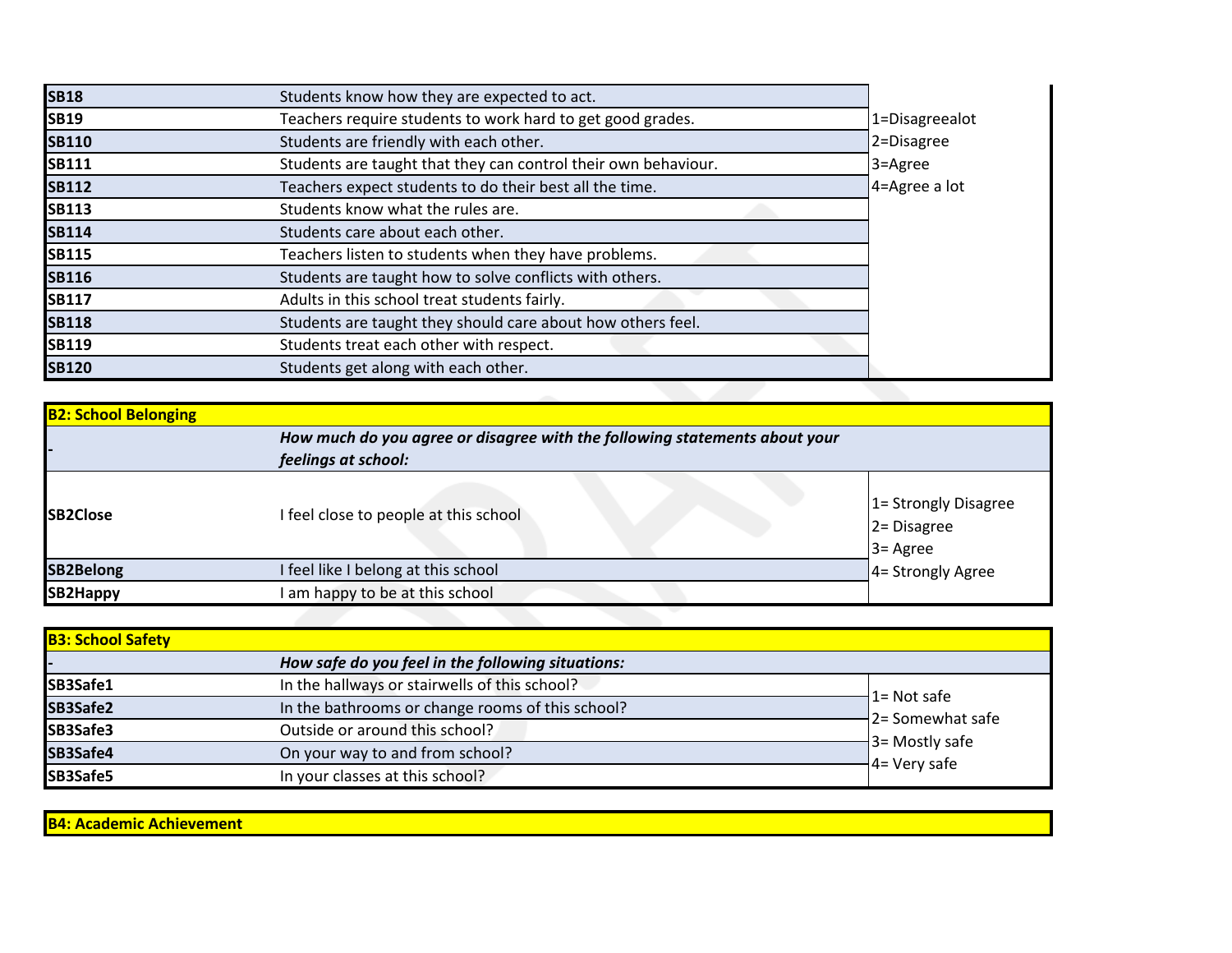| | | |
|---|---|---|
| **SB18** | Students know how they are expected to act. | 1=Disagreealot<br>2=Disagree<br>3=Agree<br>4=Agree a lot |
| **SB19** | Teachers require students to work hard to get good grades. | |
| **SB110** | Students are friendly with each other. | |
| **SB111** | Students are taught that they can control their own behaviour. | |
| **SB112** | Teachers expect students to do their best all the time. | |
| **SB113** | Students know what the rules are. | |
| **SB114** | Students care about each other. | |
| **SB115** | Teachers listen to students when they have problems. | |
| **SB116** | Students are taught how to solve conflicts with others. | |
| **SB117** | Adults in this school treat students fairly. | |
| **SB118** | Students are taught they should care about how others feel. | |
| **SB119** | Students treat each other with respect. | |
| **SB120** | Students get along with each other. | |

| **B2: School Belonging** | | |
|---|---|---|
| - | ***How much do you agree or disagree with the following statements about your feelings at school:*** | |
| **SB2Close** | I feel close to people at this school | 1= Strongly Disagree<br>2= Disagree<br>3= Agree<br>4= Strongly Agree |
| **SB2Belong** | I feel like I belong at this school | |
| **SB2Happy** | I am happy to be at this school | |

| **B3: School Safety** | | |
|---|---|---|
| - | ***How safe do you feel in the following situations:*** | |
| SB3Safe1 | In the hallways or stairwells of this school? | 1= Not safe<br>2= Somewhat safe<br>3= Mostly safe<br>4= Very safe |
| SB3Safe2 | In the bathrooms or change rooms of this school? | |
| SB3Safe3 | Outside or around this school? | |
| SB3Safe4 | On your way to and from school? | |
| SB3Safe5 | In your classes at this school? | |

**B4: Academic Achievement**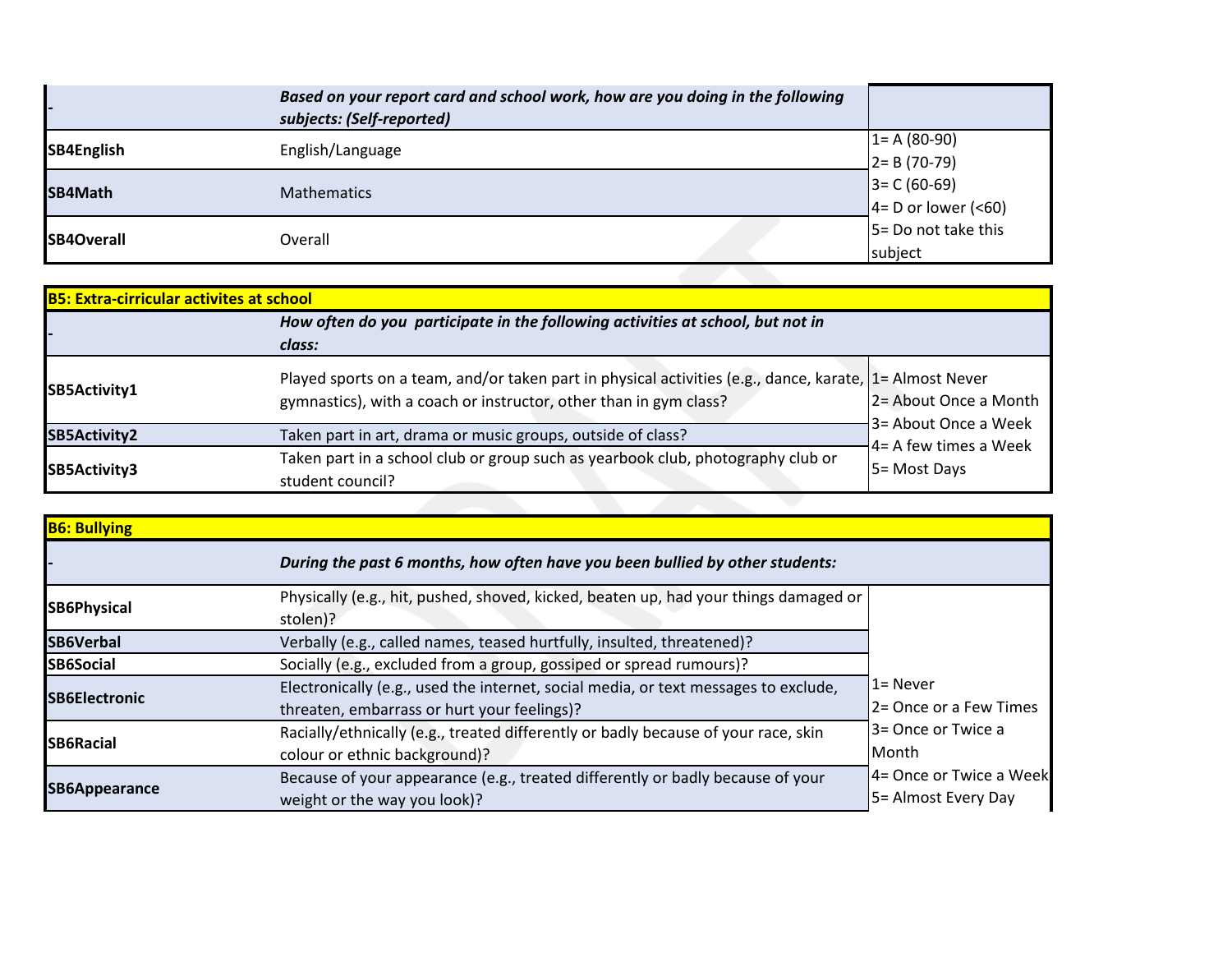| - | *Based on your report card and school work, how are you doing in the following subjects: (Self-reported)* | |
|---|---|---|
| **SB4English** | English/Language | 1= A (80-90)<br>2= B (70-79)<br>3= C (60-69)<br>4= D or lower (<60)<br>5= Do not take this subject |
| **SB4Math** | Mathematics | |
| **SB4Overall** | Overall | |

| **B5: Extra-cirricular activites at school** | | |
|---|---|---|
| - | *How often do you participate in the following activities at school, but not in class:* | |
| **SB5Activity1** | Played sports on a team, and/or taken part in physical activities (e.g., dance, karate, gymnastics), with a coach or instructor, other than in gym class? | 1= Almost Never<br>2= About Once a Month<br>3= About Once a Week<br>4= A few times a Week<br>5= Most Days |
| **SB5Activity2** | Taken part in art, drama or music groups, outside of class? | |
| **SB5Activity3** | Taken part in a school club or group such as yearbook club, photography club or student council? | |

| **B6: Bullying** | | |
|---|---|---|
| - | *During the past 6 months, how often have you been bullied by other students:* | |
| **SB6Physical** | Physically (e.g., hit, pushed, shoved, kicked, beaten up, had your things damaged or stolen)? | 1= Never<br>2= Once or a Few Times<br>3= Once or Twice a Month<br>4= Once or Twice a Week<br>5= Almost Every Day |
| **SB6Verbal** | Verbally (e.g., called names, teased hurtfully, insulted, threatened)? | |
| **SB6Social** | Socially (e.g., excluded from a group, gossiped or spread rumours)? | |
| **SB6Electronic** | Electronically (e.g., used the internet, social media, or text messages to exclude, threaten, embarrass or hurt your feelings)? | |
| **SB6Racial** | Racially/ethnically (e.g., treated differently or badly because of your race, skin colour or ethnic background)? | |
| **SB6Appearance** | Because of your appearance (e.g., treated differently or badly because of your weight or the way you look)? | |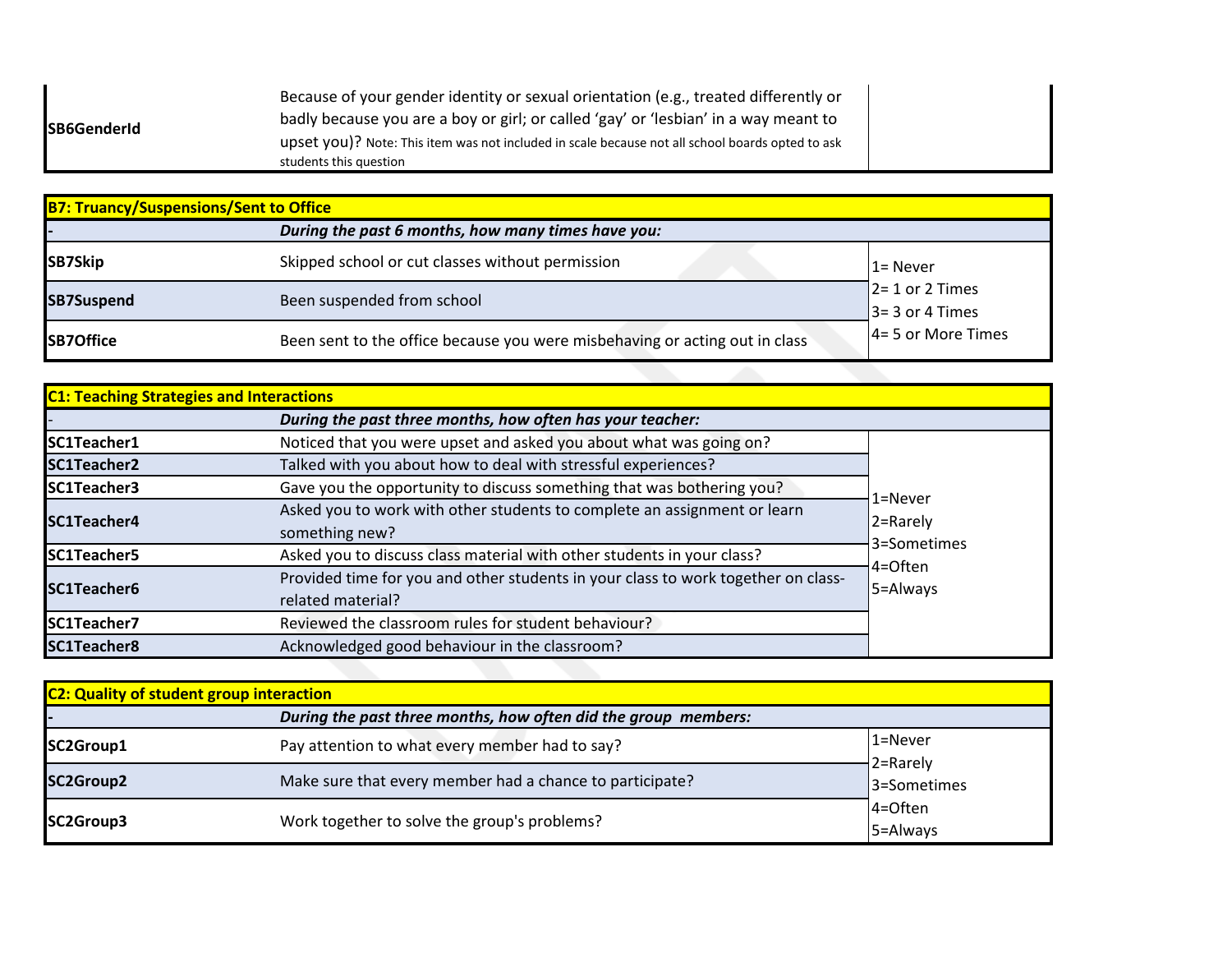| | | |
|---|---|---|
| **SB6GenderId** | Because of your gender identity or sexual orientation (e.g., treated differently or badly because you are a boy or girl; or called 'gay' or 'lesbian' in a way meant to upset you)? Note: This item was not included in scale because not all school boards opted to ask students this question | |

| **B7: Truancy/Suspensions/Sent to Office** | | |
|---|---|---|
| - | ***During the past 6 months, how many times have you:*** | |
| **SB7Skip** | Skipped school or cut classes without permission | 1= Never<br>2= 1 or 2 Times<br>3= 3 or 4 Times<br>4= 5 or More Times |
| **SB7Suspend** | Been suspended from school | |
| **SB7Office** | Been sent to the office because you were misbehaving or acting out in class | |

| **C1: Teaching Strategies and Interactions** | | |
|---|---|---|
| - | ***During the past three months, how often has your teacher:*** | |
| **SC1Teacher1** | Noticed that you were upset and asked you about what was going on? | 1=Never<br>2=Rarely<br>3=Sometimes<br>4=Often<br>5=Always |
| **SC1Teacher2** | Talked with you about how to deal with stressful experiences? | |
| **SC1Teacher3** | Gave you the opportunity to discuss something that was bothering you? | |
| **SC1Teacher4** | Asked you to work with other students to complete an assignment or learn something new? | |
| **SC1Teacher5** | Asked you to discuss class material with other students in your class? | |
| **SC1Teacher6** | Provided time for you and other students in your class to work together on class-related material? | |
| **SC1Teacher7** | Reviewed the classroom rules for student behaviour? | |
| **SC1Teacher8** | Acknowledged good behaviour in the classroom? | |

| **C2: Quality of student group interaction** | | |
|---|---|---|
| - | ***During the past three months, how often did the group members:*** | |
| **SC2Group1** | Pay attention to what every member had to say? | 1=Never<br>2=Rarely<br>3=Sometimes<br>4=Often<br>5=Always |
| **SC2Group2** | Make sure that every member had a chance to participate? | |
| **SC2Group3** | Work together to solve the group's problems? | |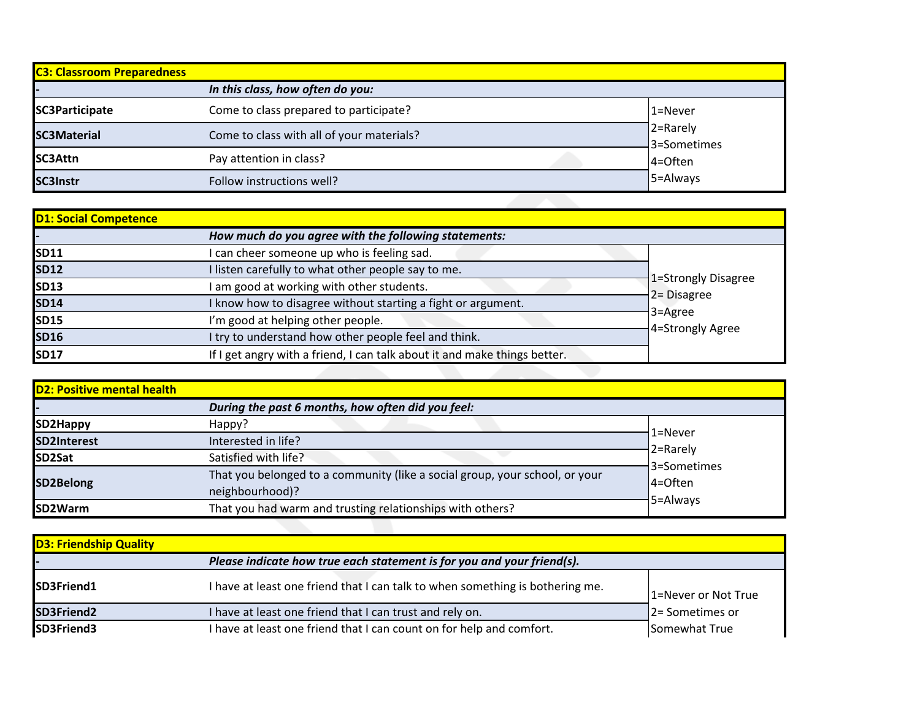| C3: Classroom Preparedness | | |
|---|---|---|
| - | ***In this class, how often do you:*** | |
| **SC3Participate** | Come to class prepared to participate? | 1=Never<br>2=Rarely<br>3=Sometimes<br>4=Often<br>5=Always |
| **SC3Material** | Come to class with all of your materials? | |
| **SC3Attn** | Pay attention in class? | |
| **SC3Instr** | Follow instructions well? | |

| D1: Social Competence | | |
|---|---|---|
| - | ***How much do you agree with the following statements:*** | |
| **SD11** | I can cheer someone up who is feeling sad. | 1=Strongly Disagree<br>2= Disagree<br>3=Agree<br>4=Strongly Agree |
| **SD12** | I listen carefully to what other people say to me. | |
| **SD13** | I am good at working with other students. | |
| **SD14** | I know how to disagree without starting a fight or argument. | |
| **SD15** | I'm good at helping other people. | |
| **SD16** | I try to understand how other people feel and think. | |
| **SD17** | If I get angry with a friend, I can talk about it and make things better. | |

| D2: Positive mental health | | |
|---|---|---|
| - | ***During the past 6 months, how often did you feel:*** | |
| **SD2Happy** | Happy? | 1=Never<br>2=Rarely<br>3=Sometimes<br>4=Often<br>5=Always |
| **SD2Interest** | Interested in life? | |
| **SD2Sat** | Satisfied with life? | |
| **SD2Belong** | That you belonged to a community (like a social group, your school, or your neighbourhood)? | |
| **SD2Warm** | That you had warm and trusting relationships with others? | |

| D3: Friendship Quality | | |
|---|---|---|
| - | ***Please indicate how true each statement is for you and your friend(s).*** | |
| **SD3Friend1** | I have at least one friend that I can talk to when something is bothering me. | 1=Never or Not True<br>2= Sometimes or Somewhat True |
| **SD3Friend2** | I have at least one friend that I can trust and rely on. | |
| **SD3Friend3** | I have at least one friend that I can count on for help and comfort. | |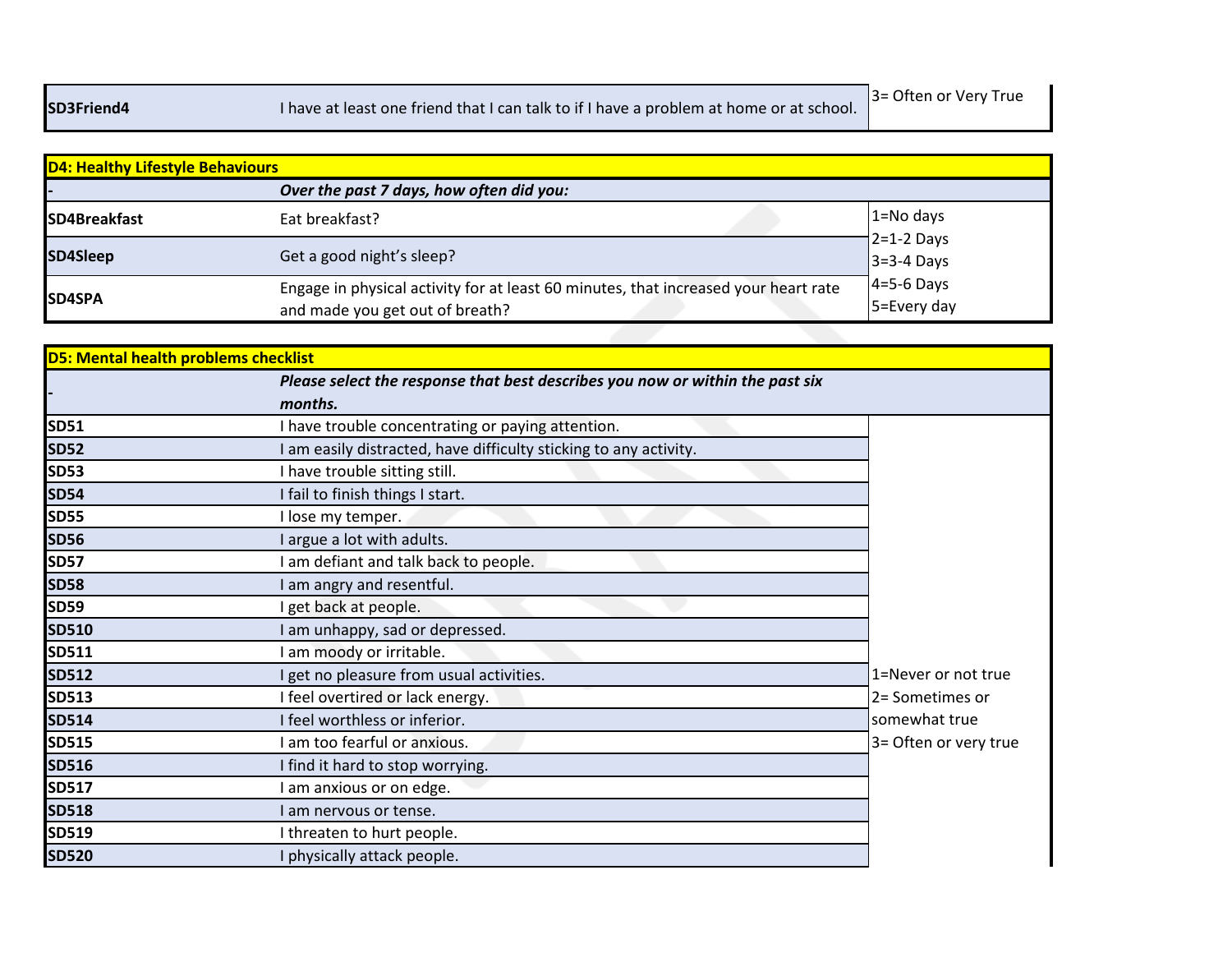| | | |
|---|---|---|
| **SD3Friend4** | I have at least one friend that I can talk to if I have a problem at home or at school. | 3= Often or Very True |

| **D4: Healthy Lifestyle Behaviours** | | |
|---|---|---|
| - | ***Over the past 7 days, how often did you:*** | |
| **SD4Breakfast** | Eat breakfast? | 1=No days<br>2=1-2 Days<br>3=3-4 Days<br>4=5-6 Days<br>5=Every day |
| **SD4Sleep** | Get a good night's sleep? | |
| **SD4SPA** | Engage in physical activity for at least 60 minutes, that increased your heart rate and made you get out of breath? | |

| **D5: Mental health problems checklist** | | |
|---|---|---|
| - | ***Please select the response that best describes you now or within the past six months.*** | |
| **SD51** | I have trouble concentrating or paying attention. | 1=Never or not true<br>2= Sometimes or somewhat true<br>3= Often or very true |
| **SD52** | I am easily distracted, have difficulty sticking to any activity. | |
| **SD53** | I have trouble sitting still. | |
| **SD54** | I fail to finish things I start. | |
| **SD55** | I lose my temper. | |
| **SD56** | I argue a lot with adults. | |
| **SD57** | I am defiant and talk back to people. | |
| **SD58** | I am angry and resentful. | |
| **SD59** | I get back at people. | |
| **SD510** | I am unhappy, sad or depressed. | |
| **SD511** | I am moody or irritable. | |
| **SD512** | I get no pleasure from usual activities. | |
| **SD513** | I feel overtired or lack energy. | |
| **SD514** | I feel worthless or inferior. | |
| **SD515** | I am too fearful or anxious. | |
| **SD516** | I find it hard to stop worrying. | |
| **SD517** | I am anxious or on edge. | |
| **SD518** | I am nervous or tense. | |
| **SD519** | I threaten to hurt people. | |
| **SD520** | I physically attack people. | |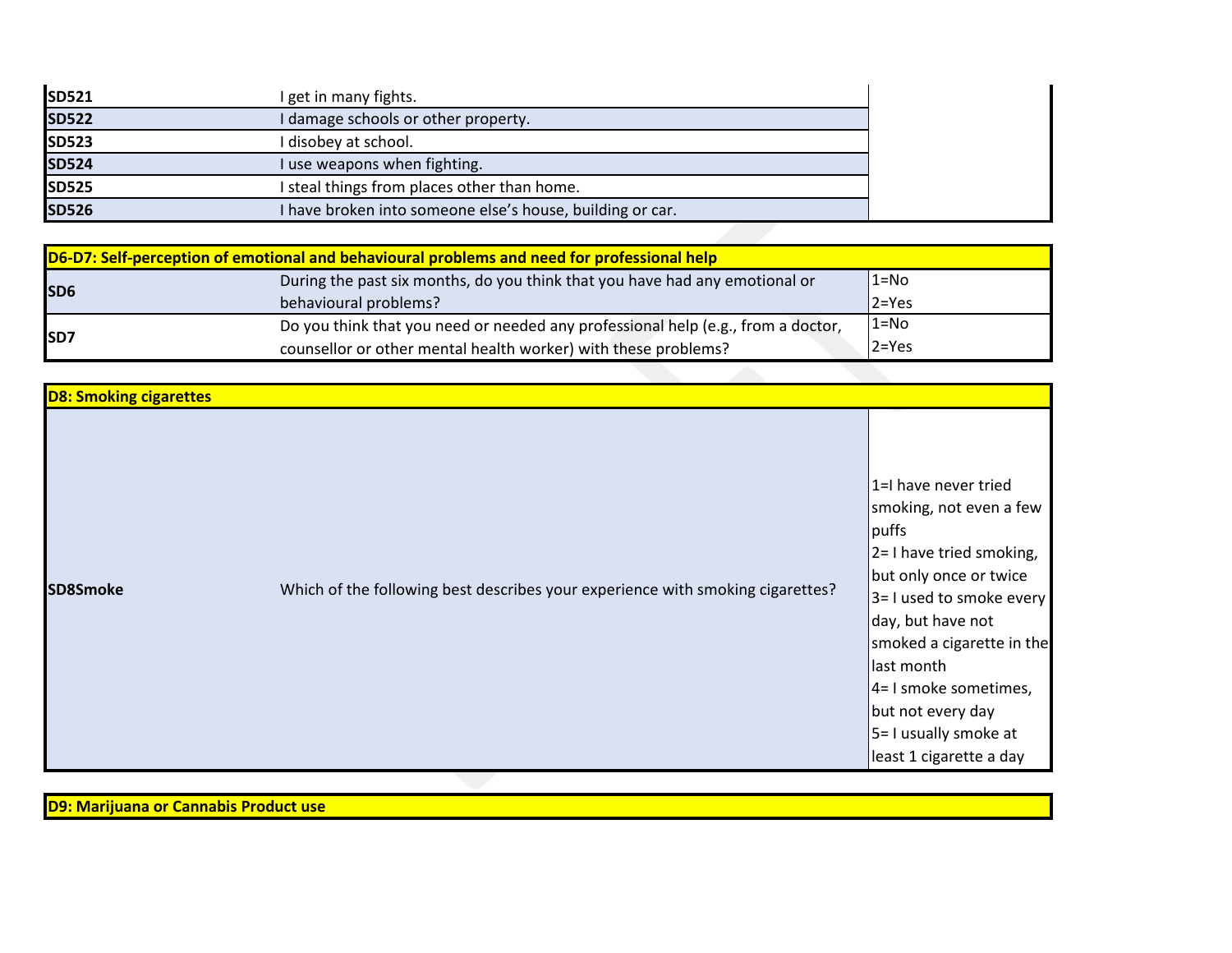| | | |
|---|---|---|
| **SD521** | I get in many fights. | |
| **SD522** | I damage schools or other property. | |
| **SD523** | I disobey at school. | |
| **SD524** | I use weapons when fighting. | |
| **SD525** | I steal things from places other than home. | |
| **SD526** | I have broken into someone else's house, building or car. | |

| **D6-D7: Self-perception of emotional and behavioural problems and need for professional help** | | |
|---|---|---|
| **SD6** | During the past six months, do you think that you have had any emotional or behavioural problems? | 1=No<br>2=Yes |
| **SD7** | Do you think that you need or needed any professional help (e.g., from a doctor, counsellor or other mental health worker) with these problems? | 1=No<br>2=Yes |

| **D8: Smoking cigarettes** | | |
|---|---|---|
| **SD8Smoke** | Which of the following best describes your experience with smoking cigarettes? | 1=I have never tried smoking, not even a few puffs<br>2= I have tried smoking, but only once or twice<br>3= I used to smoke every day, but have not smoked a cigarette in the last month<br>4= I smoke sometimes, but not every day<br>5= I usually smoke at least 1 cigarette a day |

| **D9: Marijuana or Cannabis Product use** |
|---|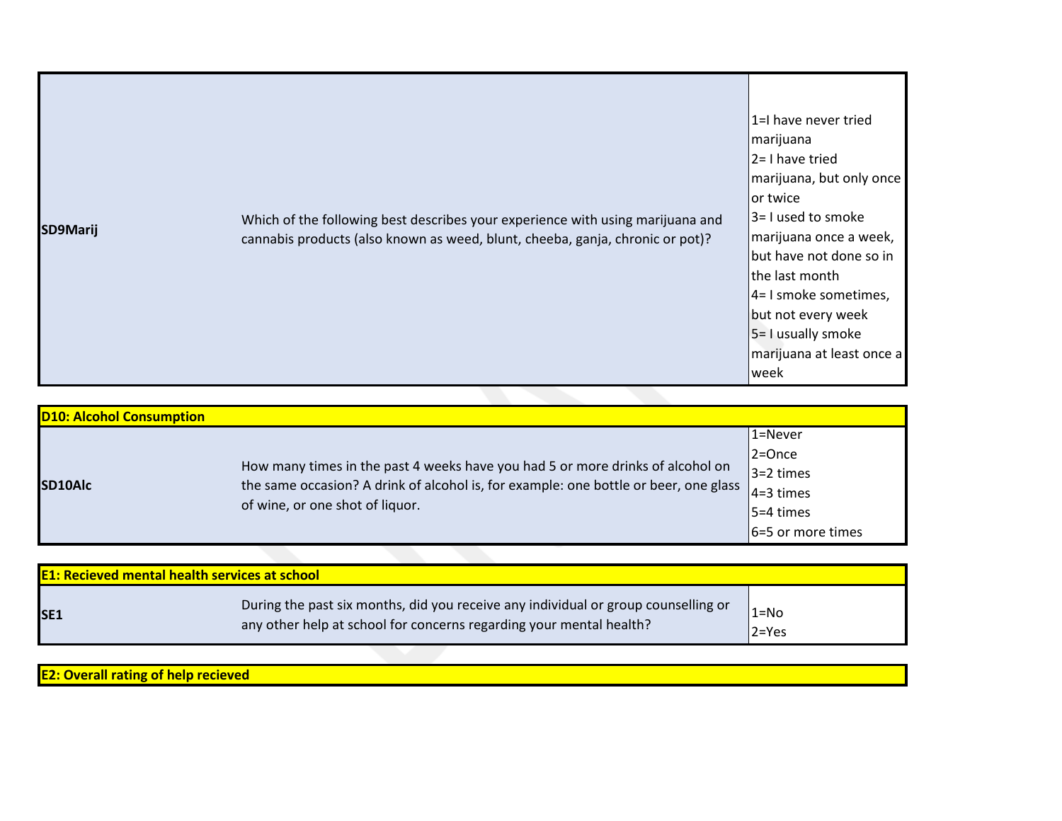| | | |
|---|---|---|
| **SD9Marij** | Which of the following best describes your experience with using marijuana and cannabis products (also known as weed, blunt, cheeba, ganja, chronic or pot)? | 1=I have never tried marijuana<br>2= I have tried marijuana, but only once or twice<br>3= I used to smoke marijuana once a week, but have not done so in the last month<br>4= I smoke sometimes, but not every week<br>5= I usually smoke marijuana at least once a week |

| **D10: Alcohol Consumption** | | |
|---|---|---|
| **SD10Alc** | How many times in the past 4 weeks have you had 5 or more drinks of alcohol on the same occasion? A drink of alcohol is, for example: one bottle or beer, one glass of wine, or one shot of liquor. | 1=Never<br>2=Once<br>3=2 times<br>4=3 times<br>5=4 times<br>6=5 or more times |

| **E1: Recieved mental health services at school** | | |
|---|---|---|
| **SE1** | During the past six months, did you receive any individual or group counselling or any other help at school for concerns regarding your mental health? | 1=No<br>2=Yes |

| **E2: Overall rating of help recieved** |
|---|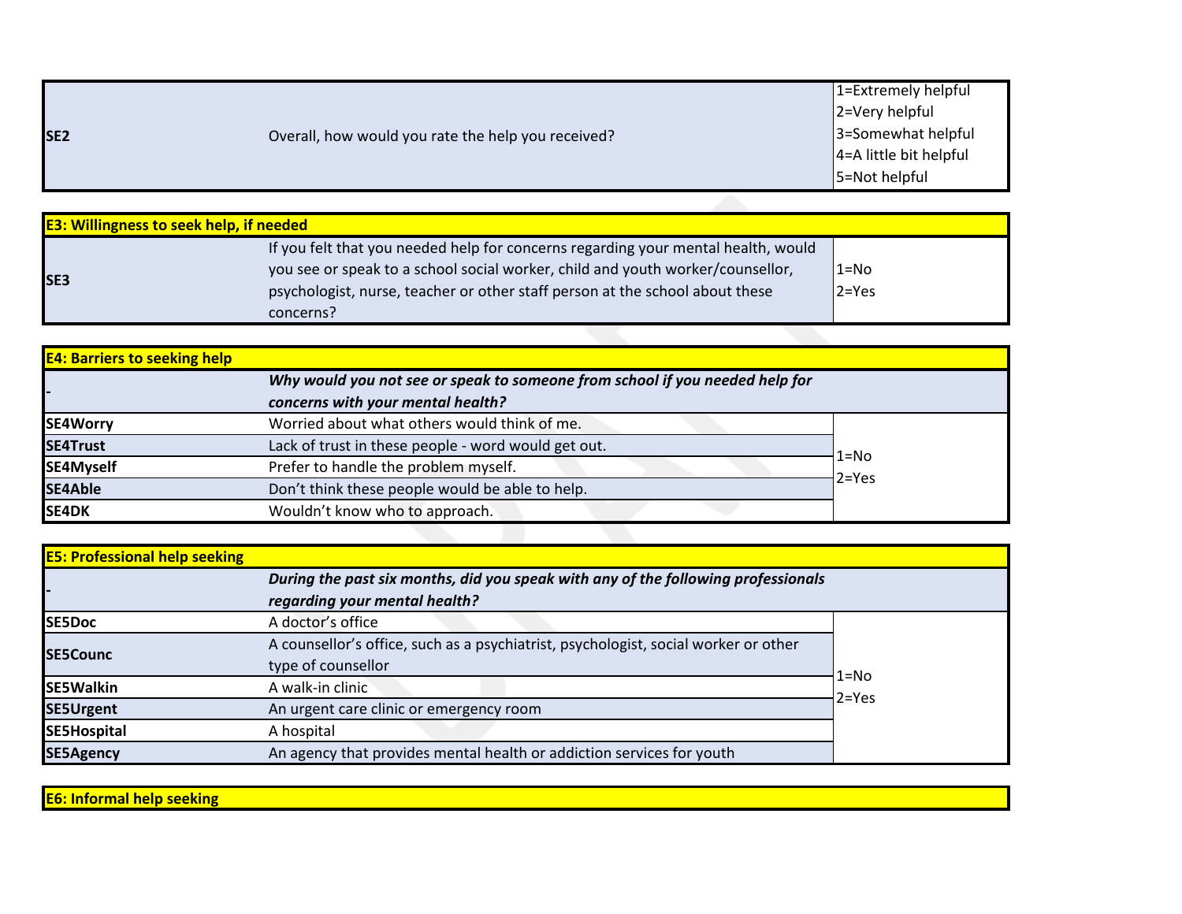| | | |
|---|---|---|
| SE2 | Overall, how would you rate the help you received? | 1=Extremely helpful<br>2=Very helpful<br>3=Somewhat helpful<br>4=A little bit helpful<br>5=Not helpful |

| E3: Willingness to seek help, if needed | | |
|---|---|---|
| SE3 | If you felt that you needed help for concerns regarding your mental health, would you see or speak to a school social worker, child and youth worker/counsellor, psychologist, nurse, teacher or other staff person at the school about these concerns? | 1=No<br>2=Yes |

| E4: Barriers to seeking help | | |
|---|---|---|
| - | ***Why would you not see or speak to someone from school if you needed help for concerns with your mental health?*** | |
| **SE4Worry** | Worried about what others would think of me. | 1=No<br>2=Yes |
| **SE4Trust** | Lack of trust in these people - word would get out. | |
| **SE4Myself** | Prefer to handle the problem myself. | |
| **SE4Able** | Don't think these people would be able to help. | |
| **SE4DK** | Wouldn't know who to approach. | |

| E5: Professional help seeking | | |
|---|---|---|
| - | ***During the past six months, did you speak with any of the following professionals regarding your mental health?*** | |
| **SE5Doc** | A doctor's office | 1=No<br>2=Yes |
| **SE5Counc** | A counsellor's office, such as a psychiatrist, psychologist, social worker or other type of counsellor | |
| **SE5Walkin** | A walk-in clinic | |
| **SE5Urgent** | An urgent care clinic or emergency room | |
| **SE5Hospital** | A hospital | |
| **SE5Agency** | An agency that provides mental health or addiction services for youth | |

**E6: Informal help seeking**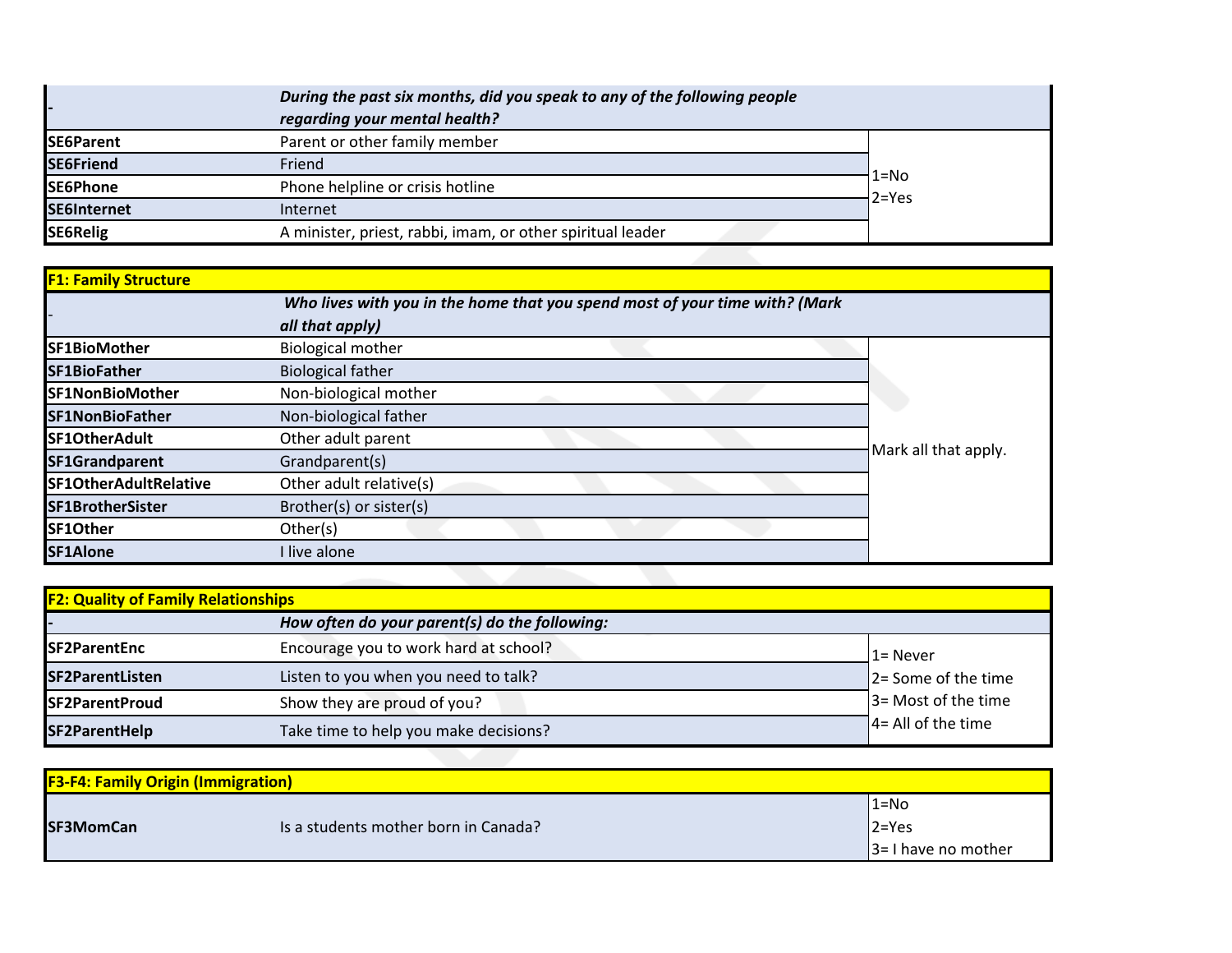| - | *During the past six months, did you speak to any of the following people regarding your mental health?* | |
|---|---|---|
| **SE6Parent** | Parent or other family member | 1=No<br>2=Yes |
| **SE6Friend** | Friend | |
| **SE6Phone** | Phone helpline or crisis hotline | |
| **SE6Internet** | Internet | |
| **SE6Relig** | A minister, priest, rabbi, imam, or other spiritual leader | |

| **F1: Family Structure** | | |
|---|---|---|
| - | ***Who lives with you in the home that you spend most of your time with? (Mark all that apply)*** | |
| **SF1BioMother** | Biological mother | Mark all that apply. |
| **SF1BioFather** | Biological father | |
| **SF1NonBioMother** | Non-biological mother | |
| **SF1NonBioFather** | Non-biological father | |
| **SF1OtherAdult** | Other adult parent | |
| **SF1Grandparent** | Grandparent(s) | |
| **SF1OtherAdultRelative** | Other adult relative(s) | |
| **SF1BrotherSister** | Brother(s) or sister(s) | |
| **SF1Other** | Other(s) | |
| **SF1Alone** | I live alone | |

| **F2: Quality of Family Relationships** | | |
|---|---|---|
| - | ***How often do your parent(s) do the following:*** | |
| **SF2ParentEnc** | Encourage you to work hard at school? | 1= Never<br>2= Some of the time<br>3= Most of the time<br>4= All of the time |
| **SF2ParentListen** | Listen to you when you need to talk? | |
| **SF2ParentProud** | Show they are proud of you? | |
| **SF2ParentHelp** | Take time to help you make decisions? | |

| **F3-F4: Family Origin (Immigration)** | | |
|---|---|---|
| **SF3MomCan** | Is a students mother born in Canada? | 1=No<br>2=Yes<br>3= I have no mother |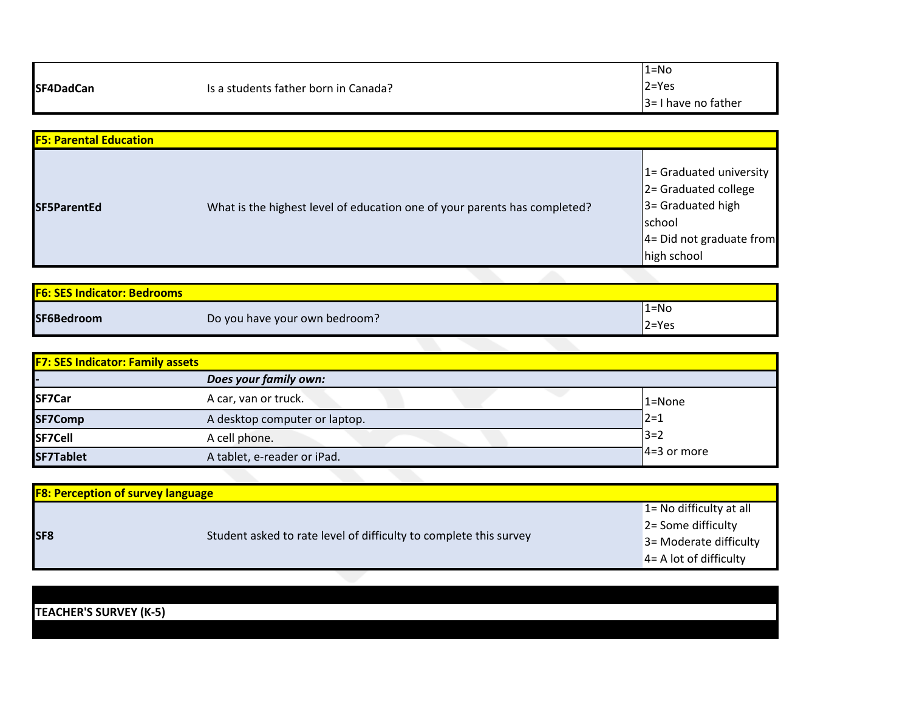| | | |
|---|---|---|
| **SF4DadCan** | Is a students father born in Canada? | 1=No<br>2=Yes<br>3= I have no father |

| **F5: Parental Education** | | |
|---|---|---|
| **SF5ParentEd** | What is the highest level of education one of your parents has completed? | 1= Graduated university<br>2= Graduated college<br>3= Graduated high school<br>4= Did not graduate from high school |

| **F6: SES Indicator: Bedrooms** | | |
|---|---|---|
| **SF6Bedroom** | Do you have your own bedroom? | 1=No<br>2=Yes |

| **F7: SES Indicator: Family assets** | | |
|---|---|---|
| - | ***Does your family own:*** | |
| **SF7Car** | A car, van or truck. | 1=None<br>2=1<br>3=2<br>4=3 or more |
| **SF7Comp** | A desktop computer or laptop. | |
| **SF7Cell** | A cell phone. | |
| **SF7Tablet** | A tablet, e-reader or iPad. | |

| **F8: Perception of survey language** | | |
|---|---|---|
| **SF8** | Student asked to rate level of difficulty to complete this survey | 1= No difficulty at all<br>2= Some difficulty<br>3= Moderate difficulty<br>4= A lot of difficulty |

## TEACHER'S SURVEY (K-5)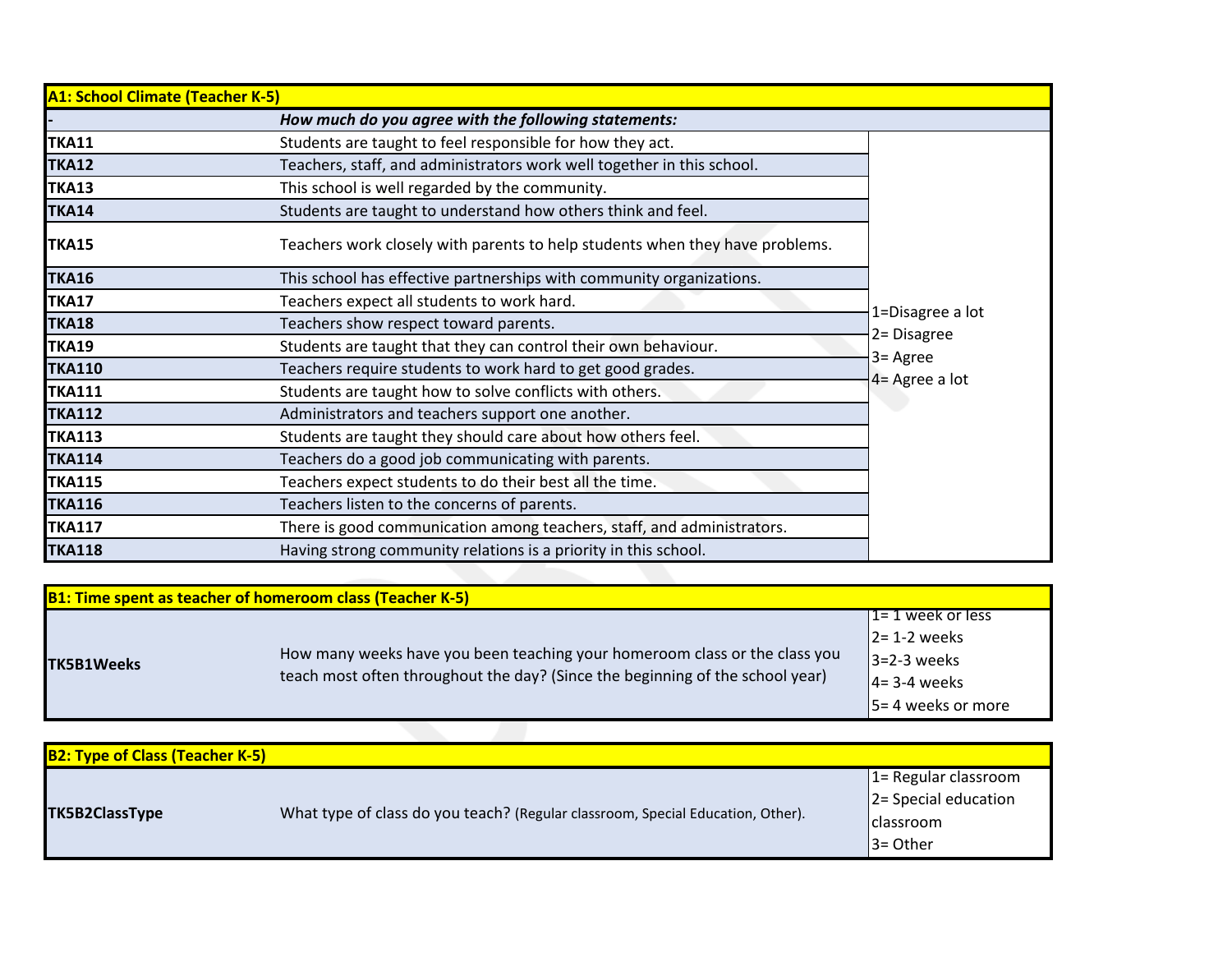| A1: School Climate (Teacher K-5) | | |
|---|---|---|
| - | ***How much do you agree with the following statements:*** | |
| **TKA11** | Students are taught to feel responsible for how they act. | 1=Disagree a lot<br>2= Disagree<br>3= Agree<br>4= Agree a lot |
| **TKA12** | Teachers, staff, and administrators work well together in this school. | |
| **TKA13** | This school is well regarded by the community. | |
| **TKA14** | Students are taught to understand how others think and feel. | |
| **TKA15** | Teachers work closely with parents to help students when they have problems. | |
| **TKA16** | This school has effective partnerships with community organizations. | |
| **TKA17** | Teachers expect all students to work hard. | |
| **TKA18** | Teachers show respect toward parents. | |
| **TKA19** | Students are taught that they can control their own behaviour. | |
| **TKA110** | Teachers require students to work hard to get good grades. | |
| **TKA111** | Students are taught how to solve conflicts with others. | |
| **TKA112** | Administrators and teachers support one another. | |
| **TKA113** | Students are taught they should care about how others feel. | |
| **TKA114** | Teachers do a good job communicating with parents. | |
| **TKA115** | Teachers expect students to do their best all the time. | |
| **TKA116** | Teachers listen to the concerns of parents. | |
| **TKA117** | There is good communication among teachers, staff, and administrators. | |
| **TKA118** | Having strong community relations is a priority in this school. | |

| B1: Time spent as teacher of homeroom class (Teacher K-5) | | |
|---|---|---|
| **TK5B1Weeks** | How many weeks have you been teaching your homeroom class or the class you teach most often throughout the day? (Since the beginning of the school year) | 1= 1 week or less<br>2= 1-2 weeks<br>3=2-3 weeks<br>4= 3-4 weeks<br>5= 4 weeks or more |

| B2: Type of Class (Teacher K-5) | | |
|---|---|---|
| **TK5B2ClassType** | What type of class do you teach? (Regular classroom, Special Education, Other). | 1= Regular classroom<br>2= Special education classroom<br>3= Other |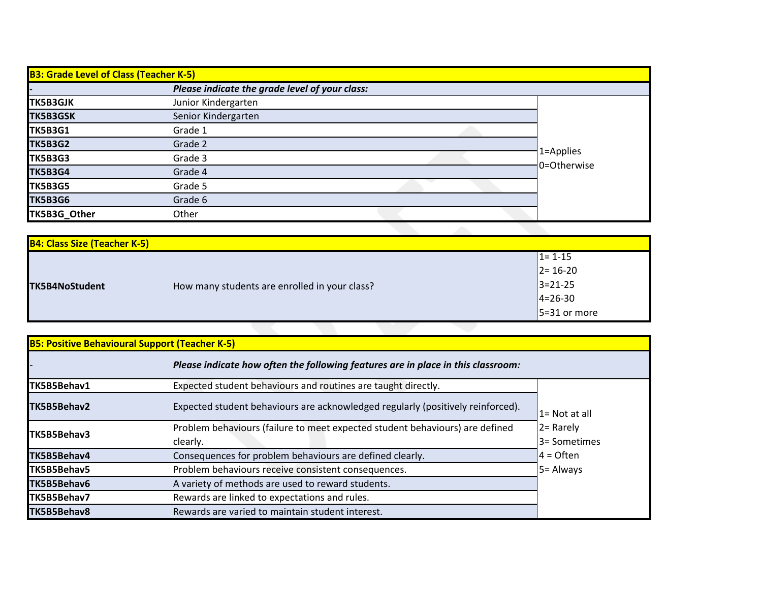| B3: Grade Level of Class (Teacher K-5) | | |
|---|---|---|
| - | ***Please indicate the grade level of your class:*** | |
| **TK5B3GJK** | Junior Kindergarten | 1=Applies<br>0=Otherwise |
| **TK5B3GSK** | Senior Kindergarten | |
| **TK5B3G1** | Grade 1 | |
| **TK5B3G2** | Grade 2 | |
| **TK5B3G3** | Grade 3 | |
| **TK5B3G4** | Grade 4 | |
| **TK5B3G5** | Grade 5 | |
| **TK5B3G6** | Grade 6 | |
| **TK5B3G_Other** | Other | |

| B4: Class Size (Teacher K-5) | | |
|---|---|---|
| **TK5B4NoStudent** | How many students are enrolled in your class? | 1= 1-15<br>2= 16-20<br>3=21-25<br>4=26-30<br>5=31 or more |

| B5: Positive Behavioural Support (Teacher K-5) | | |
|---|---|---|
| - | ***Please indicate how often the following features are in place in this classroom:*** | |
| **TK5B5Behav1** | Expected student behaviours and routines are taught directly. | 1= Not at all<br>2= Rarely<br>3= Sometimes<br>4 = Often<br>5= Always |
| **TK5B5Behav2** | Expected student behaviours are acknowledged regularly (positively reinforced). | |
| **TK5B5Behav3** | Problem behaviours (failure to meet expected student behaviours) are defined clearly. | |
| **TK5B5Behav4** | Consequences for problem behaviours are defined clearly. | |
| **TK5B5Behav5** | Problem behaviours receive consistent consequences. | |
| **TK5B5Behav6** | A variety of methods are used to reward students. | |
| **TK5B5Behav7** | Rewards are linked to expectations and rules. | |
| **TK5B5Behav8** | Rewards are varied to maintain student interest. | |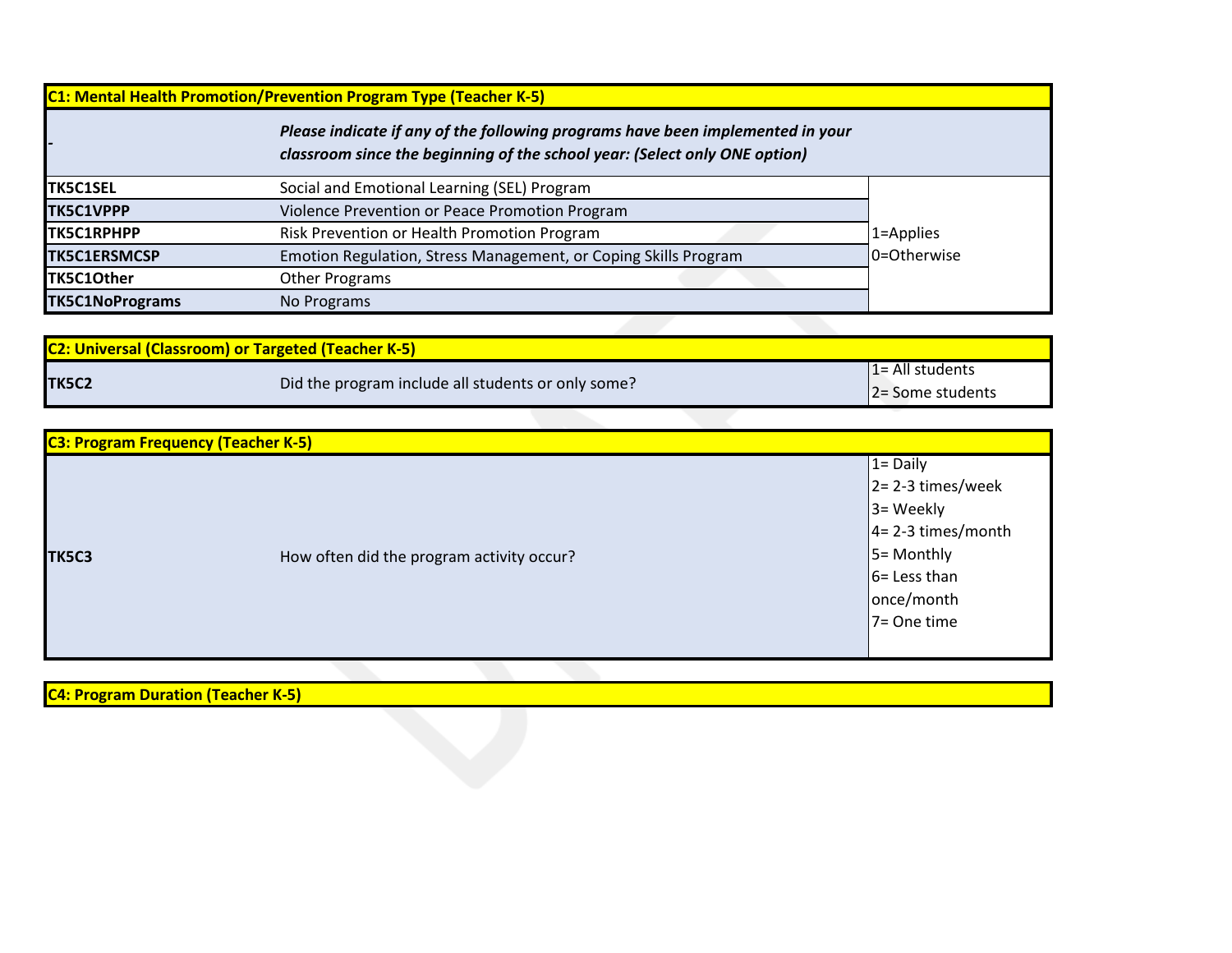| C1: Mental Health Promotion/Prevention Program Type (Teacher K-5) | | |
|---|---|---|
| - | ***Please indicate if any of the following programs have been implemented in your classroom since the beginning of the school year: (Select only ONE option)*** | |
| **TK5C1SEL** | Social and Emotional Learning (SEL) Program | 1=Applies<br>0=Otherwise |
| **TK5C1VPPP** | Violence Prevention or Peace Promotion Program | |
| **TK5C1RPHPP** | Risk Prevention or Health Promotion Program | |
| **TK5C1ERSMCSP** | Emotion Regulation, Stress Management, or Coping Skills Program | |
| **TK5C1Other** | Other Programs | |
| **TK5C1NoPrograms** | No Programs | |

| C2: Universal (Classroom) or Targeted (Teacher K-5) | | |
|---|---|---|
| **TK5C2** | Did the program include all students or only some? | 1= All students<br>2= Some students |

| C3: Program Frequency (Teacher K-5) | | |
|---|---|---|
| **TK5C3** | How often did the program activity occur? | 1= Daily<br>2= 2-3 times/week<br>3= Weekly<br>4= 2-3 times/month<br>5= Monthly<br>6= Less than once/month<br>7= One time |

| C4: Program Duration (Teacher K-5) |
|---|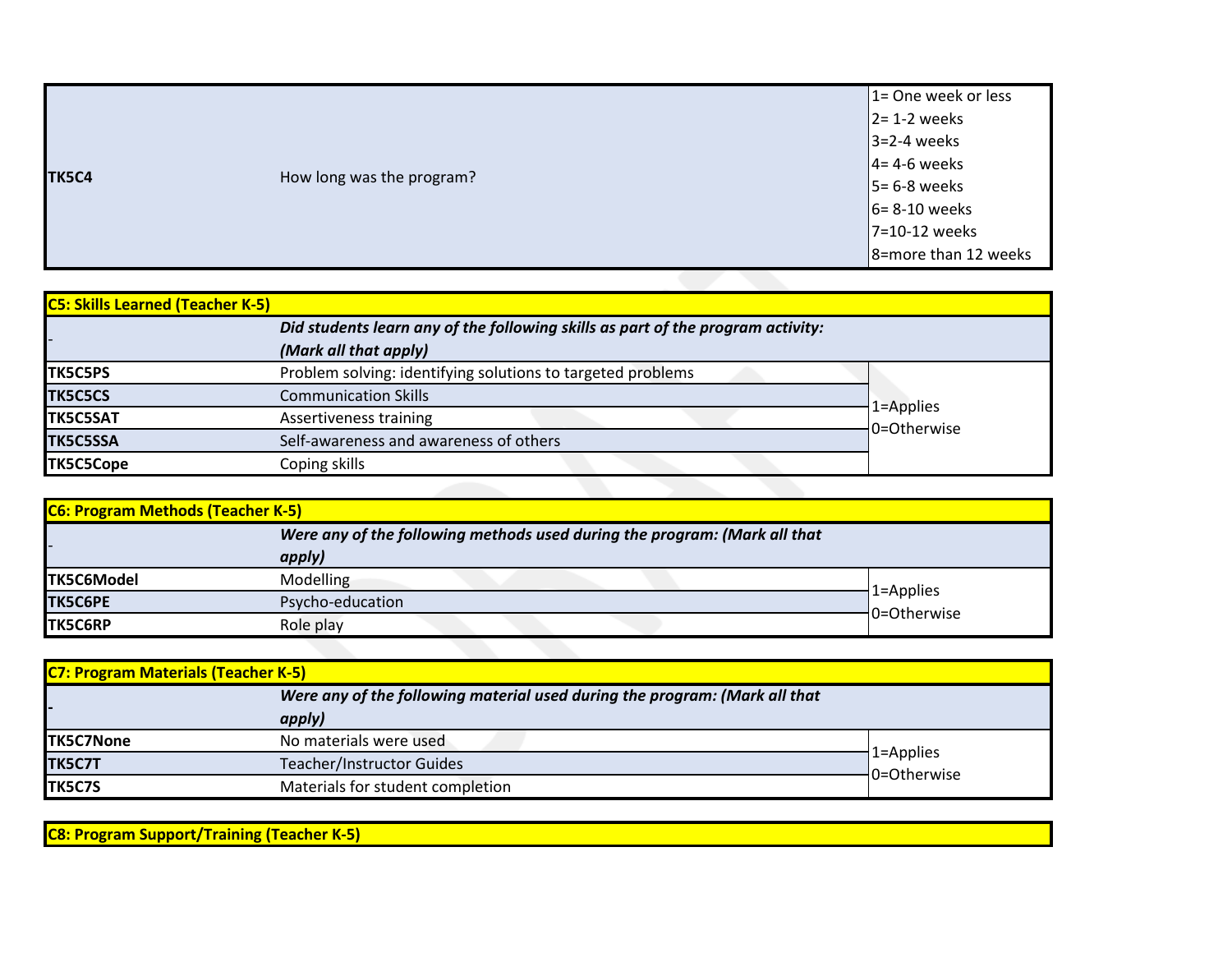| | | |
|---|---|---|
| **TK5C4** | How long was the program? | 1= One week or less<br>2= 1-2 weeks<br>3=2-4 weeks<br>4= 4-6 weeks<br>5= 6-8 weeks<br>6= 8-10 weeks<br>7=10-12 weeks<br>8=more than 12 weeks |

| **C5: Skills Learned (Teacher K-5)** | | |
|---|---|---|
| - | ***Did students learn any of the following skills as part of the program activity: (Mark all that apply)*** | |
| **TK5C5PS** | Problem solving: identifying solutions to targeted problems | 1=Applies<br>0=Otherwise |
| **TK5C5CS** | Communication Skills | |
| **TK5C5SAT** | Assertiveness training | |
| **TK5C5SSA** | Self-awareness and awareness of others | |
| **TK5C5Cope** | Coping skills | |

| **C6: Program Methods (Teacher K-5)** | | |
|---|---|---|
| - | ***Were any of the following methods used during the program: (Mark all that apply)*** | |
| **TK5C6Model** | Modelling | 1=Applies<br>0=Otherwise |
| **TK5C6PE** | Psycho-education | |
| **TK5C6RP** | Role play | |

| **C7: Program Materials (Teacher K-5)** | | |
|---|---|---|
| - | ***Were any of the following material used during the program: (Mark all that apply)*** | |
| **TK5C7None** | No materials were used | 1=Applies<br>0=Otherwise |
| **TK5C7T** | Teacher/Instructor Guides | |
| **TK5C7S** | Materials for student completion | |

| **C8: Program Support/Training (Teacher K-5)** |
|---|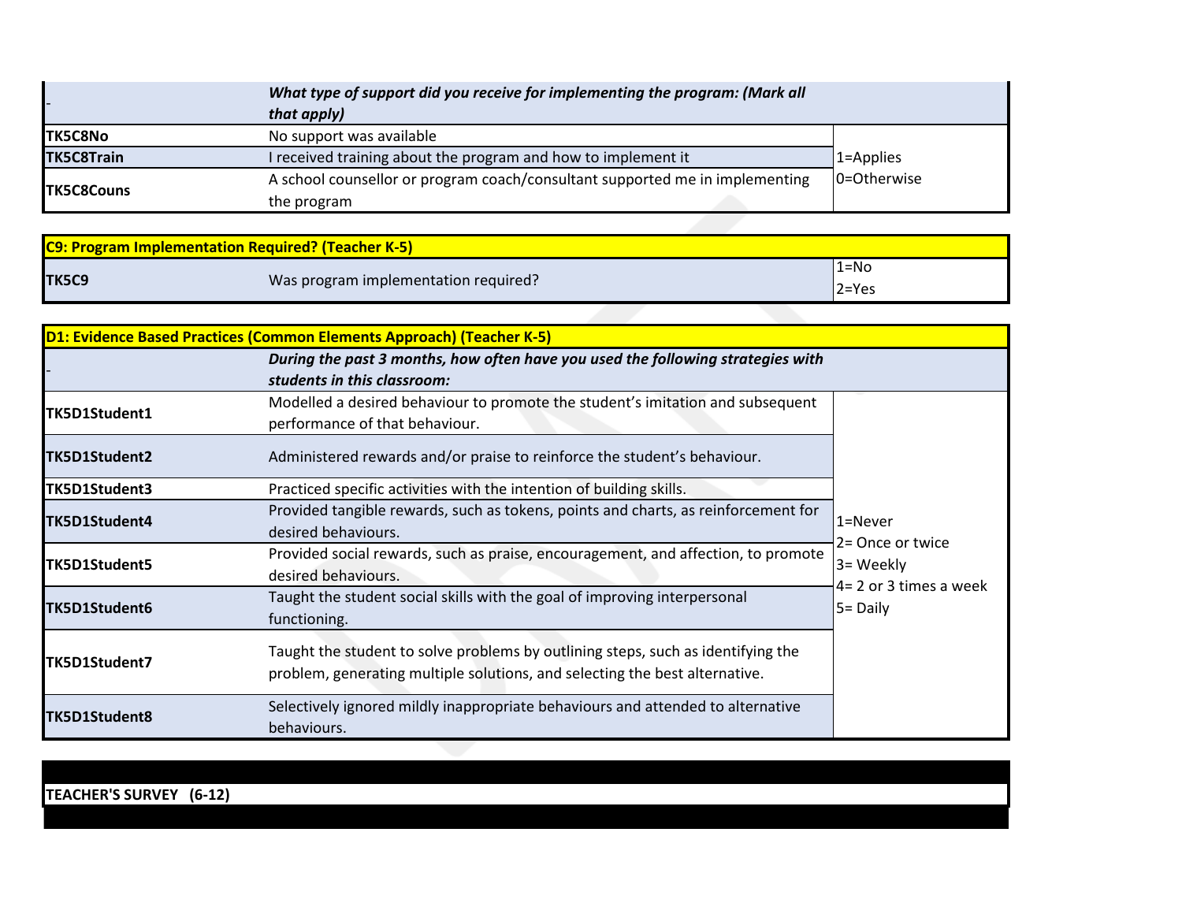| - | *What type of support did you receive for implementing the program: (Mark all that apply)* | |
|---|---|---|
| **TK5C8No** | No support was available | 1=Applies<br>0=Otherwise |
| **TK5C8Train** | I received training about the program and how to implement it | |
| **TK5C8Couns** | A school counsellor or program coach/consultant supported me in implementing the program | |

| **C9: Program Implementation Required? (Teacher K-5)** | | |
|---|---|---|
| **TK5C9** | Was program implementation required? | 1=No<br>2=Yes |

| **D1: Evidence Based Practices (Common Elements Approach) (Teacher K-5)** | | |
|---|---|---|
| - | *During the past 3 months, how often have you used the following strategies with students in this classroom:* | |
| **TK5D1Student1** | Modelled a desired behaviour to promote the student's imitation and subsequent performance of that behaviour. | 1=Never<br>2= Once or twice<br>3= Weekly<br>4= 2 or 3 times a week<br>5= Daily |
| **TK5D1Student2** | Administered rewards and/or praise to reinforce the student's behaviour. | |
| **TK5D1Student3** | Practiced specific activities with the intention of building skills. | |
| **TK5D1Student4** | Provided tangible rewards, such as tokens, points and charts, as reinforcement for desired behaviours. | |
| **TK5D1Student5** | Provided social rewards, such as praise, encouragement, and affection, to promote desired behaviours. | |
| **TK5D1Student6** | Taught the student social skills with the goal of improving interpersonal functioning. | |
| **TK5D1Student7** | Taught the student to solve problems by outlining steps, such as identifying the problem, generating multiple solutions, and selecting the best alternative. | |
| **TK5D1Student8** | Selectively ignored mildly inappropriate behaviours and attended to alternative behaviours. | |

**TEACHER'S SURVEY (6-12)**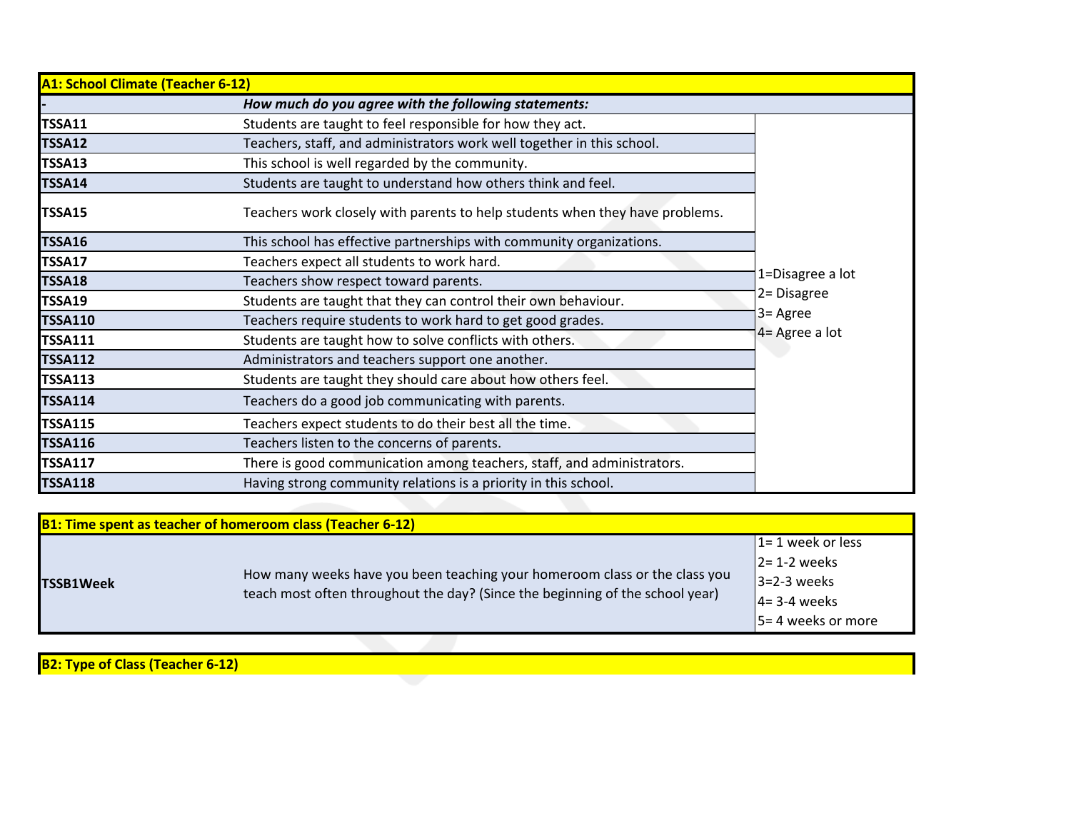| A1: School Climate (Teacher 6-12) | | |
|---|---|---|
| - | ***How much do you agree with the following statements:*** | |
| **TSSA11** | Students are taught to feel responsible for how they act. | 1=Disagree a lot<br>2= Disagree<br>3= Agree<br>4= Agree a lot |
| **TSSA12** | Teachers, staff, and administrators work well together in this school. | |
| **TSSA13** | This school is well regarded by the community. | |
| **TSSA14** | Students are taught to understand how others think and feel. | |
| **TSSA15** | Teachers work closely with parents to help students when they have problems. | |
| **TSSA16** | This school has effective partnerships with community organizations. | |
| **TSSA17** | Teachers expect all students to work hard. | |
| **TSSA18** | Teachers show respect toward parents. | |
| **TSSA19** | Students are taught that they can control their own behaviour. | |
| **TSSA110** | Teachers require students to work hard to get good grades. | |
| **TSSA111** | Students are taught how to solve conflicts with others. | |
| **TSSA112** | Administrators and teachers support one another. | |
| **TSSA113** | Students are taught they should care about how others feel. | |
| **TSSA114** | Teachers do a good job communicating with parents. | |
| **TSSA115** | Teachers expect students to do their best all the time. | |
| **TSSA116** | Teachers listen to the concerns of parents. | |
| **TSSA117** | There is good communication among teachers, staff, and administrators. | |
| **TSSA118** | Having strong community relations is a priority in this school. | |

| B1: Time spent as teacher of homeroom class (Teacher 6-12) | | |
|---|---|---|
| **TSSB1Week** | How many weeks have you been teaching your homeroom class or the class you teach most often throughout the day? (Since the beginning of the school year) | 1= 1 week or less<br>2= 1-2 weeks<br>3=2-3 weeks<br>4= 3-4 weeks<br>5= 4 weeks or more |

| B2: Type of Class (Teacher 6-12) |
|---|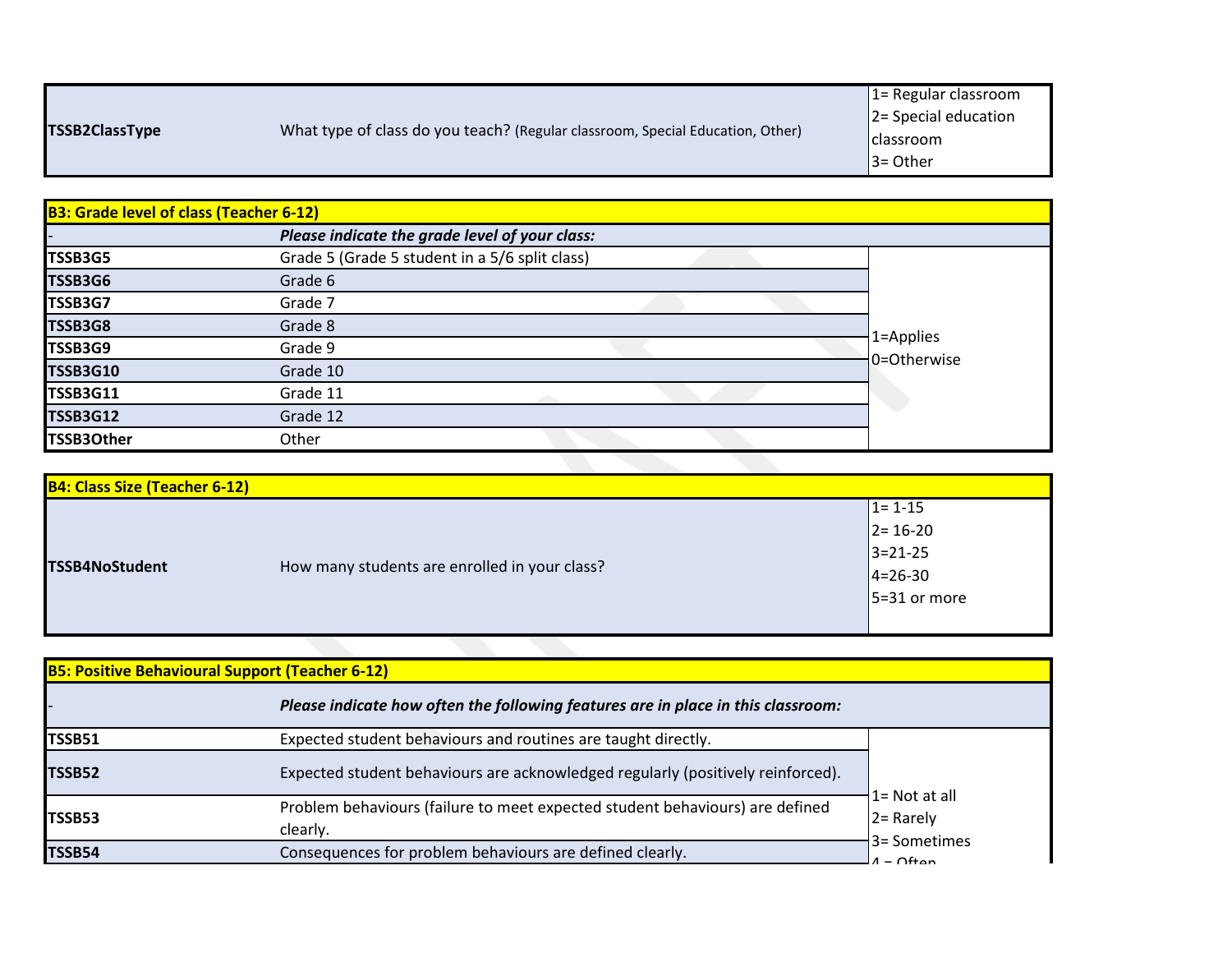| | | |
|---|---|---|
| **TSSB2ClassType** | What type of class do you teach? (Regular classroom, Special Education, Other) | 1= Regular classroom<br>2= Special education classroom<br>3= Other |

| **B3: Grade level of class (Teacher 6-12)** | | |
|---|---|---|
| - | ***Please indicate the grade level of your class:*** | |
| **TSSB3G5** | Grade 5 (Grade 5 student in a 5/6 split class) | 1=Applies<br>0=Otherwise |
| **TSSB3G6** | Grade 6 | |
| **TSSB3G7** | Grade 7 | |
| **TSSB3G8** | Grade 8 | |
| **TSSB3G9** | Grade 9 | |
| **TSSB3G10** | Grade 10 | |
| **TSSB3G11** | Grade 11 | |
| **TSSB3G12** | Grade 12 | |
| **TSSB3Other** | Other | |

| **B4: Class Size (Teacher 6-12)** | | |
|---|---|---|
| **TSSB4NoStudent** | How many students are enrolled in your class? | 1= 1-15<br>2= 16-20<br>3=21-25<br>4=26-30<br>5=31 or more |

| **B5: Positive Behavioural Support (Teacher 6-12)** | | |
|---|---|---|
| - | ***Please indicate how often the following features are in place in this classroom:*** | |
| **TSSB51** | Expected student behaviours and routines are taught directly. | 1= Not at all<br>2= Rarely<br>3= Sometimes<br>4 = Often |
| **TSSB52** | Expected student behaviours are acknowledged regularly (positively reinforced). | |
| **TSSB53** | Problem behaviours (failure to meet expected student behaviours) are defined clearly. | |
| **TSSB54** | Consequences for problem behaviours are defined clearly. | |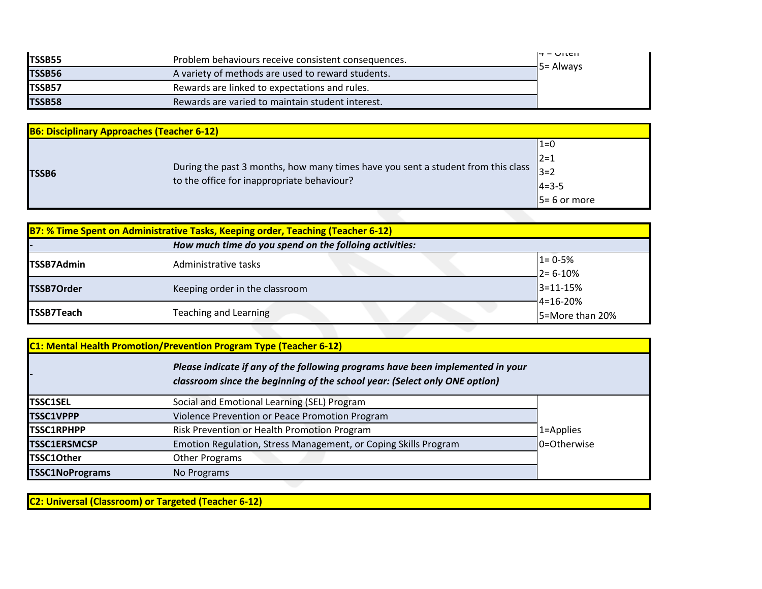| | | |
|---|---|---|
| **TSSB55** | Problem behaviours receive consistent consequences. | 4 = Often<br>5= Always |
| **TSSB56** | A variety of methods are used to reward students. | |
| **TSSB57** | Rewards are linked to expectations and rules. | |
| **TSSB58** | Rewards are varied to maintain student interest. | |

| **B6: Disciplinary Approaches (Teacher 6-12)** | | |
|---|---|---|
| **TSSB6** | During the past 3 months, how many times have you sent a student from this class to the office for inappropriate behaviour? | 1=0<br>2=1<br>3=2<br>4=3-5<br>5= 6 or more |

| **B7: % Time Spent on Administrative Tasks, Keeping order, Teaching (Teacher 6-12)** | | |
|---|---|---|
| - | ***How much time do you spend on the folloing activities:*** | |
| **TSSB7Admin** | Administrative tasks | 1= 0-5%<br>2= 6-10%<br>3=11-15%<br>4=16-20%<br>5=More than 20% |
| **TSSB7Order** | Keeping order in the classroom | |
| **TSSB7Teach** | Teaching and Learning | |

| **C1: Mental Health Promotion/Prevention Program Type (Teacher 6-12)** | | |
|---|---|---|
| - | ***Please indicate if any of the following programs have been implemented in your classroom since the beginning of the school year: (Select only ONE option)*** | |
| **TSSC1SEL** | Social and Emotional Learning (SEL) Program | 1=Applies<br>0=Otherwise |
| **TSSC1VPPP** | Violence Prevention or Peace Promotion Program | |
| **TSSC1RPHPP** | Risk Prevention or Health Promotion Program | |
| **TSSC1ERSMCSP** | Emotion Regulation, Stress Management, or Coping Skills Program | |
| **TSSC1Other** | Other Programs | |
| **TSSC1NoPrograms** | No Programs | |

| **C2: Universal (Classroom) or Targeted (Teacher 6-12)** |
|---|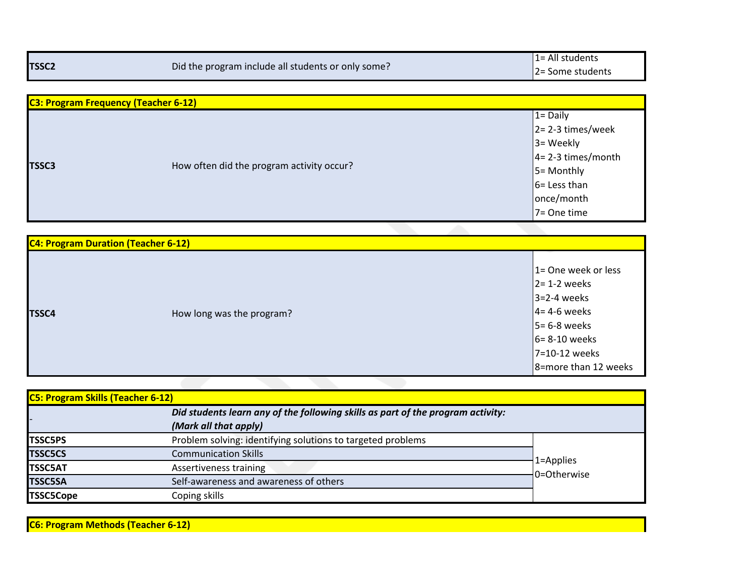| | | |
|---|---|---|
| **TSSC2** | Did the program include all students or only some? | 1= All students<br>2= Some students |

| **C3: Program Frequency (Teacher 6-12)** | | |
|---|---|---|
| **TSSC3** | How often did the program activity occur? | 1= Daily<br>2= 2-3 times/week<br>3= Weekly<br>4= 2-3 times/month<br>5= Monthly<br>6= Less than once/month<br>7= One time |

| **C4: Program Duration (Teacher 6-12)** | | |
|---|---|---|
| **TSSC4** | How long was the program? | 1= One week or less<br>2= 1-2 weeks<br>3=2-4 weeks<br>4= 4-6 weeks<br>5= 6-8 weeks<br>6= 8-10 weeks<br>7=10-12 weeks<br>8=more than 12 weeks |

| **C5: Program Skills (Teacher 6-12)** | | |
|---|---|---|
| - | ***Did students learn any of the following skills as part of the program activity: (Mark all that apply)*** | |
| **TSSC5PS** | Problem solving: identifying solutions to targeted problems | 1=Applies<br>0=Otherwise |
| **TSSC5CS** | Communication Skills | |
| **TSSC5AT** | Assertiveness training | |
| **TSSC5SA** | Self-awareness and awareness of others | |
| **TSSC5Cope** | Coping skills | |

| **C6: Program Methods (Teacher 6-12)** |
|---|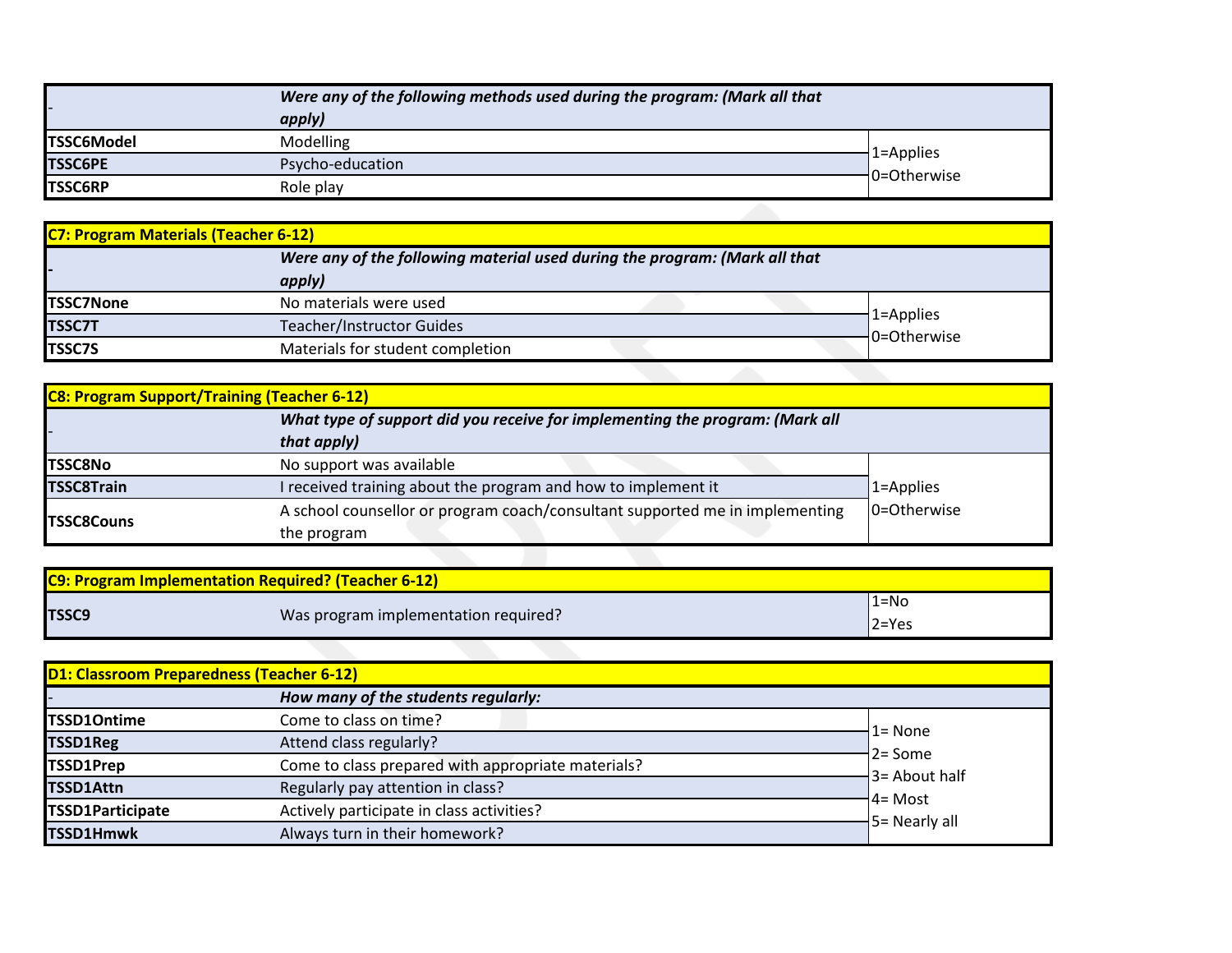| - | *Were any of the following methods used during the program: (Mark all that apply)* | |
|---|---|---|
| **TSSC6Model** | Modelling | 1=Applies<br>0=Otherwise |
| **TSSC6PE** | Psycho-education | |
| **TSSC6RP** | Role play | |

| **C7: Program Materials (Teacher 6-12)** | | |
|---|---|---|
| - | *Were any of the following material used during the program: (Mark all that apply)* | |
| **TSSC7None** | No materials were used | 1=Applies<br>0=Otherwise |
| **TSSC7T** | Teacher/Instructor Guides | |
| **TSSC7S** | Materials for student completion | |

| **C8: Program Support/Training (Teacher 6-12)** | | |
|---|---|---|
| - | *What type of support did you receive for implementing the program: (Mark all that apply)* | |
| **TSSC8No** | No support was available | 1=Applies<br>0=Otherwise |
| **TSSC8Train** | I received training about the program and how to implement it | |
| **TSSC8Couns** | A school counsellor or program coach/consultant supported me in implementing the program | |

| **C9: Program Implementation Required? (Teacher 6-12)** | | |
|---|---|---|
| **TSSC9** | Was program implementation required? | 1=No<br>2=Yes |

| **D1: Classroom Preparedness (Teacher 6-12)** | | |
|---|---|---|
| - | ***How many of the students regularly:*** | |
| **TSSD1Ontime** | Come to class on time? | 1= None<br>2= Some<br>3= About half<br>4= Most<br>5= Nearly all |
| **TSSD1Reg** | Attend class regularly? | |
| **TSSD1Prep** | Come to class prepared with appropriate materials? | |
| **TSSD1Attn** | Regularly pay attention in class? | |
| **TSSD1Participate** | Actively participate in class activities? | |
| **TSSD1Hmwk** | Always turn in their homework? | |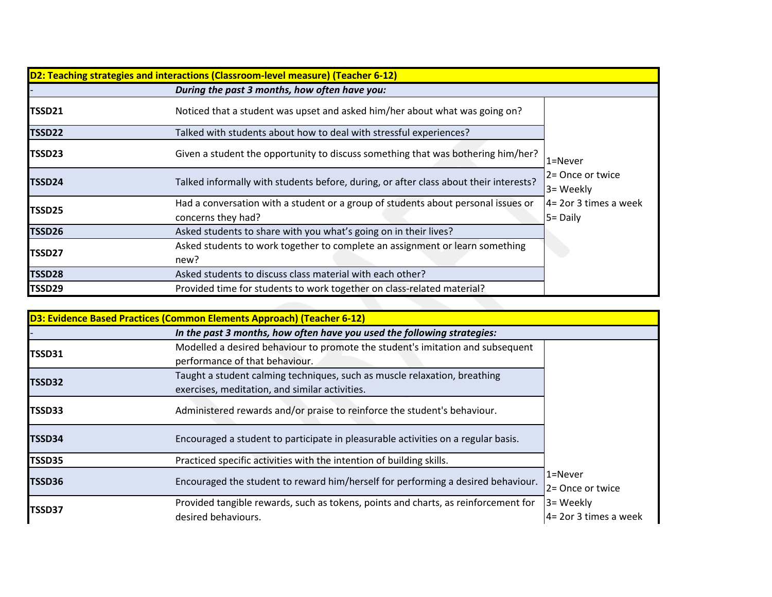| D2: Teaching strategies and interactions (Classroom-level measure) (Teacher 6-12) | | |
|---|---|---|
| - | ***During the past 3 months, how often have you:*** | |
| **TSSD21** | Noticed that a student was upset and asked him/her about what was going on? | 1=Never<br>2= Once or twice<br>3= Weekly<br>4= 2or 3 times a week<br>5= Daily |
| **TSSD22** | Talked with students about how to deal with stressful experiences? | |
| **TSSD23** | Given a student the opportunity to discuss something that was bothering him/her? | |
| **TSSD24** | Talked informally with students before, during, or after class about their interests? | |
| **TSSD25** | Had a conversation with a student or a group of students about personal issues or concerns they had? | |
| **TSSD26** | Asked students to share with you what's going on in their lives? | |
| **TSSD27** | Asked students to work together to complete an assignment or learn something new? | |
| **TSSD28** | Asked students to discuss class material with each other? | |
| **TSSD29** | Provided time for students to work together on class-related material? | |

| D3: Evidence Based Practices (Common Elements Approach) (Teacher 6-12) | | |
|---|---|---|
| - | ***In the past 3 months, how often have you used the following strategies:*** | |
| **TSSD31** | Modelled a desired behaviour to promote the student's imitation and subsequent performance of that behaviour. | 1=Never<br>2= Once or twice<br>3= Weekly<br>4= 2or 3 times a week |
| **TSSD32** | Taught a student calming techniques, such as muscle relaxation, breathing exercises, meditation, and similar activities. | |
| **TSSD33** | Administered rewards and/or praise to reinforce the student's behaviour. | |
| **TSSD34** | Encouraged a student to participate in pleasurable activities on a regular basis. | |
| **TSSD35** | Practiced specific activities with the intention of building skills. | |
| **TSSD36** | Encouraged the student to reward him/herself for performing a desired behaviour. | |
| **TSSD37** | Provided tangible rewards, such as tokens, points and charts, as reinforcement for desired behaviours. | |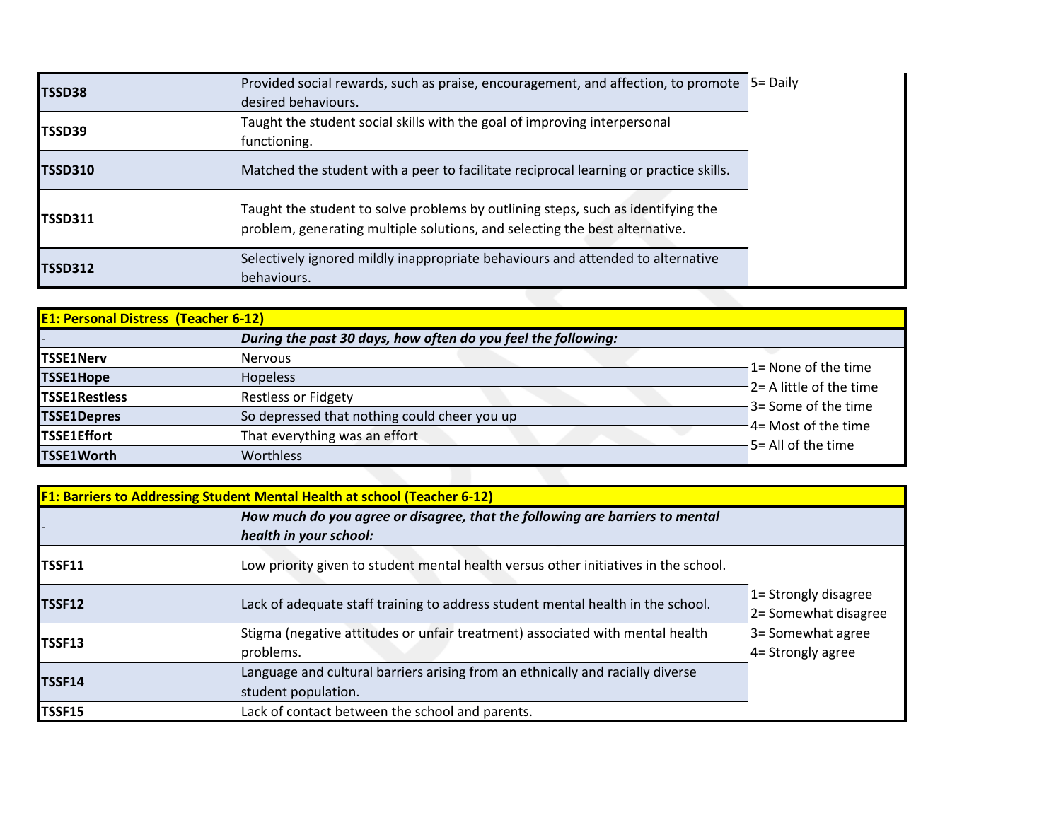| | | |
|---|---|---|
| **TSSD38** | Provided social rewards, such as praise, encouragement, and affection, to promote desired behaviours. | 5= Daily |
| **TSSD39** | Taught the student social skills with the goal of improving interpersonal functioning. | |
| **TSSD310** | Matched the student with a peer to facilitate reciprocal learning or practice skills. | |
| **TSSD311** | Taught the student to solve problems by outlining steps, such as identifying the problem, generating multiple solutions, and selecting the best alternative. | |
| **TSSD312** | Selectively ignored mildly inappropriate behaviours and attended to alternative behaviours. | |

| **E1: Personal Distress (Teacher 6-12)** | | |
|---|---|---|
| - | ***During the past 30 days, how often do you feel the following:*** | |
| **TSSE1Nerv** | Nervous | 1= None of the time<br>2= A little of the time<br>3= Some of the time<br>4= Most of the time<br>5= All of the time |
| **TSSE1Hope** | Hopeless | |
| **TSSE1Restless** | Restless or Fidgety | |
| **TSSE1Depres** | So depressed that nothing could cheer you up | |
| **TSSE1Effort** | That everything was an effort | |
| **TSSE1Worth** | Worthless | |

| **F1: Barriers to Addressing Student Mental Health at school (Teacher 6-12)** | | |
|---|---|---|
| - | ***How much do you agree or disagree, that the following are barriers to mental health in your school:*** | |
| **TSSF11** | Low priority given to student mental health versus other initiatives in the school. | 1= Strongly disagree<br>2= Somewhat disagree<br>3= Somewhat agree<br>4= Strongly agree |
| **TSSF12** | Lack of adequate staff training to address student mental health in the school. | |
| **TSSF13** | Stigma (negative attitudes or unfair treatment) associated with mental health problems. | |
| **TSSF14** | Language and cultural barriers arising from an ethnically and racially diverse student population. | |
| **TSSF15** | Lack of contact between the school and parents. | |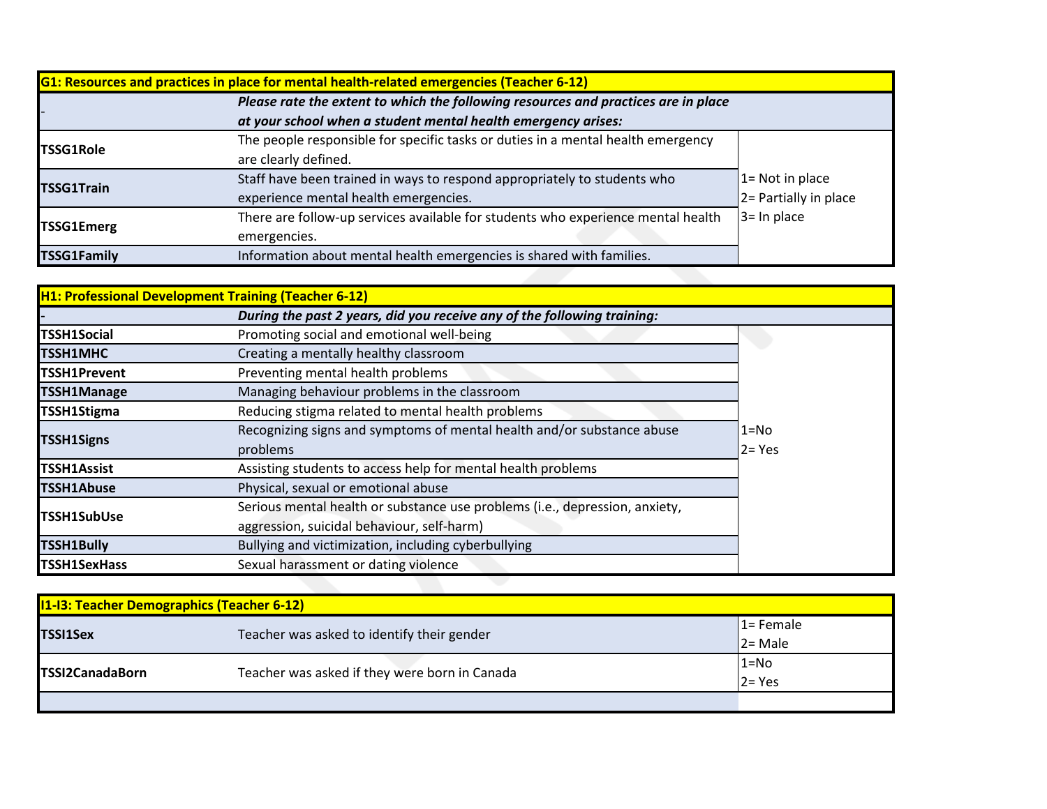| G1: Resources and practices in place for mental health-related emergencies (Teacher 6-12) | | |
|---|---|---|
| - | ***Please rate the extent to which the following resources and practices are in place at your school when a student mental health emergency arises:*** | |
| **TSSG1Role** | The people responsible for specific tasks or duties in a mental health emergency are clearly defined. | 1= Not in place<br>2= Partially in place<br>3= In place |
| **TSSG1Train** | Staff have been trained in ways to respond appropriately to students who experience mental health emergencies. | |
| **TSSG1Emerg** | There are follow-up services available for students who experience mental health emergencies. | |
| **TSSG1Family** | Information about mental health emergencies is shared with families. | |

| H1: Professional Development Training (Teacher 6-12) | | |
|---|---|---|
| - | ***During the past 2 years, did you receive any of the following training:*** | |
| **TSSH1Social** | Promoting social and emotional well-being | 1=No<br>2= Yes |
| **TSSH1MHC** | Creating a mentally healthy classroom | |
| **TSSH1Prevent** | Preventing mental health problems | |
| **TSSH1Manage** | Managing behaviour problems in the classroom | |
| **TSSH1Stigma** | Reducing stigma related to mental health problems | |
| **TSSH1Signs** | Recognizing signs and symptoms of mental health and/or substance abuse problems | |
| **TSSH1Assist** | Assisting students to access help for mental health problems | |
| **TSSH1Abuse** | Physical, sexual or emotional abuse | |
| **TSSH1SubUse** | Serious mental health or substance use problems (i.e., depression, anxiety, aggression, suicidal behaviour, self-harm) | |
| **TSSH1Bully** | Bullying and victimization, including cyberbullying | |
| **TSSH1SexHass** | Sexual harassment or dating violence | |

| I1-I3: Teacher Demographics (Teacher 6-12) | | |
|---|---|---|
| **TSSI1Sex** | Teacher was asked to identify their gender | 1= Female<br>2= Male |
| **TSSI2CanadaBorn** | Teacher was asked if they were born in Canada | 1=No<br>2= Yes |
| | | |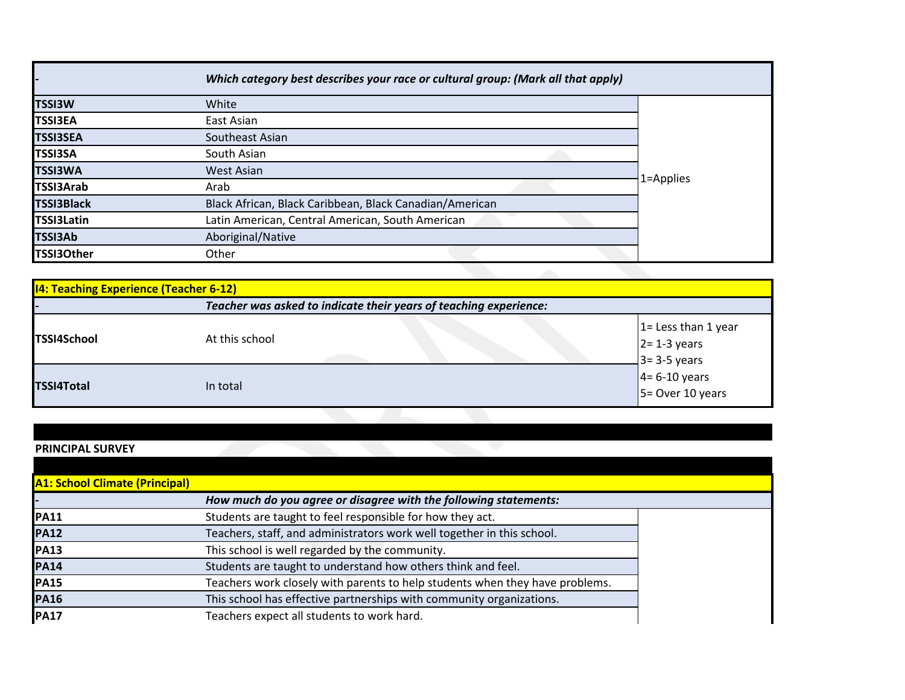| - | *Which category best describes your race or cultural group: (Mark all that apply)* | |
|---|---|---|
| **TSSI3W** | White | 1=Applies |
| **TSSI3EA** | East Asian | |
| **TSSI3SEA** | Southeast Asian | |
| **TSSI3SA** | South Asian | |
| **TSSI3WA** | West Asian | |
| **TSSI3Arab** | Arab | |
| **TSSI3Black** | Black African, Black Caribbean, Black Canadian/American | |
| **TSSI3Latin** | Latin American, Central American, South American | |
| **TSSI3Ab** | Aboriginal/Native | |
| **TSSI3Other** | Other | |

| **I4: Teaching Experience (Teacher 6-12)** | | |
|---|---|---|
| - | *Teacher was asked to indicate their years of teaching experience:* | |
| **TSSI4School** | At this school | 1= Less than 1 year<br>2= 1-3 years<br>3= 3-5 years<br>4= 6-10 years<br>5= Over 10 years |
| **TSSI4Total** | In total | |

**PRINCIPAL SURVEY**

| **A1: School Climate (Principal)** | | |
|---|---|---|
| - | *How much do you agree or disagree with the following statements:* | |
| **PA11** | Students are taught to feel responsible for how they act. | |
| **PA12** | Teachers, staff, and administrators work well together in this school. | |
| **PA13** | This school is well regarded by the community. | |
| **PA14** | Students are taught to understand how others think and feel. | |
| **PA15** | Teachers work closely with parents to help students when they have problems. | |
| **PA16** | This school has effective partnerships with community organizations. | |
| **PA17** | Teachers expect all students to work hard. | |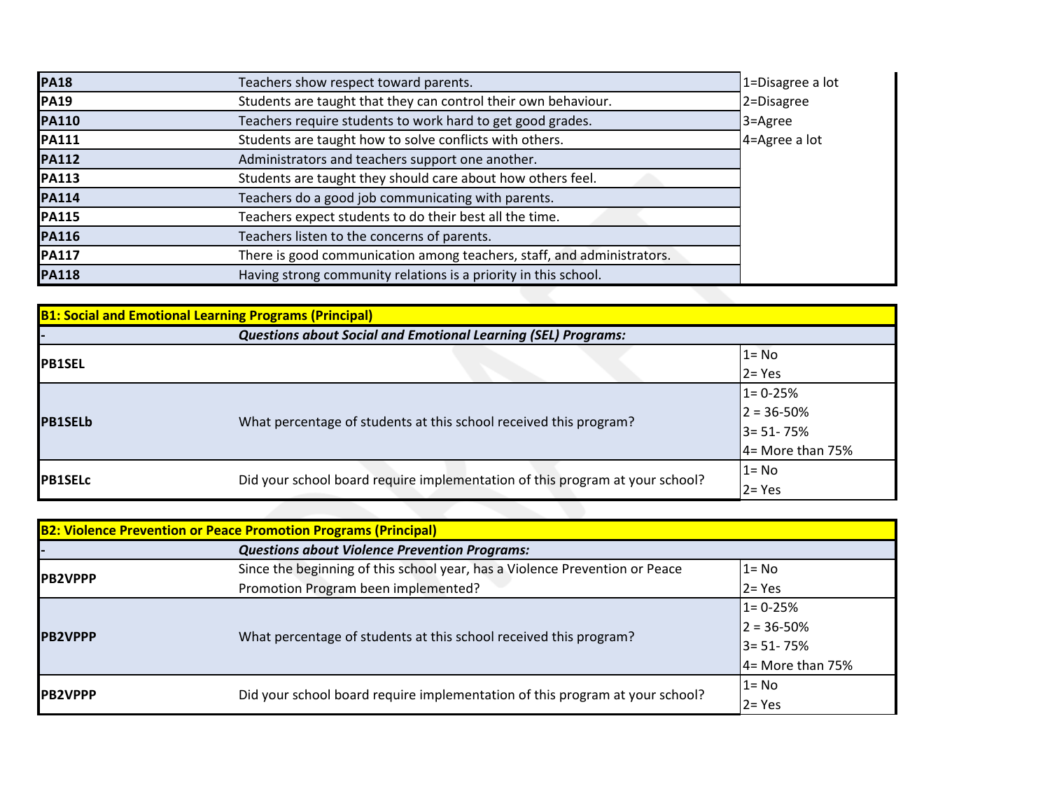| | | |
|---|---|---|
| **PA18** | Teachers show respect toward parents. | 1=Disagree a lot<br>2=Disagree<br>3=Agree<br>4=Agree a lot |
| **PA19** | Students are taught that they can control their own behaviour. | |
| **PA110** | Teachers require students to work hard to get good grades. | |
| **PA111** | Students are taught how to solve conflicts with others. | |
| **PA112** | Administrators and teachers support one another. | |
| **PA113** | Students are taught they should care about how others feel. | |
| **PA114** | Teachers do a good job communicating with parents. | |
| **PA115** | Teachers expect students to do their best all the time. | |
| **PA116** | Teachers listen to the concerns of parents. | |
| **PA117** | There is good communication among teachers, staff, and administrators. | |
| **PA118** | Having strong community relations is a priority in this school. | |

| **B1: Social and Emotional Learning Programs (Principal)** | | |
|---|---|---|
| - | ***Questions about Social and Emotional Learning (SEL) Programs:*** | |
| **PB1SEL** | | 1= No<br>2= Yes |
| **PB1SELb** | What percentage of students at this school received this program? | 1= 0-25%<br>2 = 36-50%<br>3= 51- 75%<br>4= More than 75% |
| **PB1SELc** | Did your school board require implementation of this program at your school? | 1= No<br>2= Yes |

| **B2: Violence Prevention or Peace Promotion Programs (Principal)** | | |
|---|---|---|
| - | ***Questions about Violence Prevention Programs:*** | |
| **PB2VPPP** | Since the beginning of this school year, has a Violence Prevention or Peace Promotion Program been implemented? | 1= No<br>2= Yes |
| **PB2VPPP** | What percentage of students at this school received this program? | 1= 0-25%<br>2 = 36-50%<br>3= 51- 75%<br>4= More than 75% |
| **PB2VPPP** | Did your school board require implementation of this program at your school? | 1= No<br>2= Yes |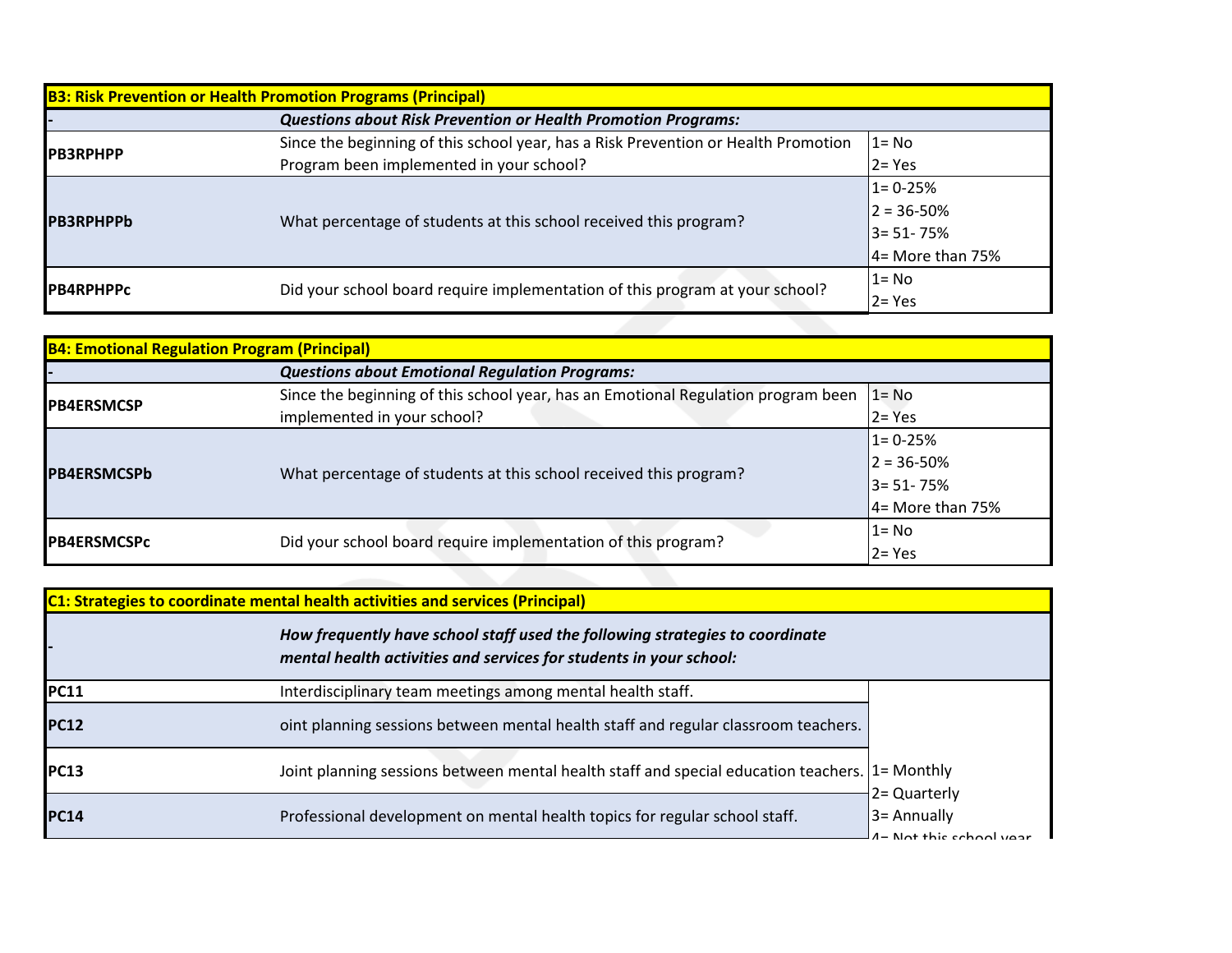| B3: Risk Prevention or Health Promotion Programs (Principal) | | |
|---|---|---|
| - | ***Questions about Risk Prevention or Health Promotion Programs:*** | |
| **PB3RPHPP** | Since the beginning of this school year, has a Risk Prevention or Health Promotion Program been implemented in your school? | 1= No<br>2= Yes |
| **PB3RPHPPb** | What percentage of students at this school received this program? | 1= 0-25%<br>2 = 36-50%<br>3= 51- 75%<br>4= More than 75% |
| **PB4RPHPPc** | Did your school board require implementation of this program at your school? | 1= No<br>2= Yes |

| B4: Emotional Regulation Program (Principal) | | |
|---|---|---|
| - | ***Questions about Emotional Regulation Programs:*** | |
| **PB4ERSMCSP** | Since the beginning of this school year, has an Emotional Regulation program been implemented in your school? | 1= No<br>2= Yes |
| **PB4ERSMCSPb** | What percentage of students at this school received this program? | 1= 0-25%<br>2 = 36-50%<br>3= 51- 75%<br>4= More than 75% |
| **PB4ERSMCSPc** | Did your school board require implementation of this program? | 1= No<br>2= Yes |

| C1: Strategies to coordinate mental health activities and services (Principal) | | |
|---|---|---|
| - | ***How frequently have school staff used the following strategies to coordinate mental health activities and services for students in your school:*** | |
| **PC11** | Interdisciplinary team meetings among mental health staff. | 1= Monthly<br>2= Quarterly<br>3= Annually<br>4= Not this school year |
| **PC12** | oint planning sessions between mental health staff and regular classroom teachers. | |
| **PC13** | Joint planning sessions between mental health staff and special education teachers. | |
| **PC14** | Professional development on mental health topics for regular school staff. | |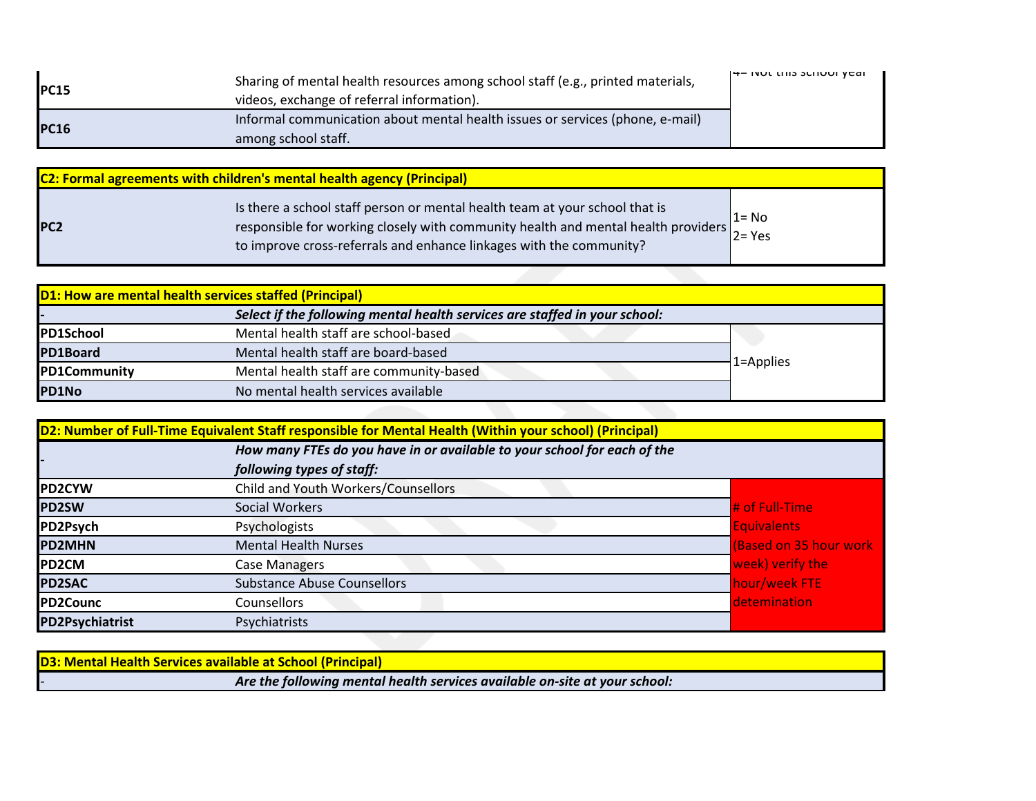| | | |
|---|---|---|
| **PC15** | Sharing of mental health resources among school staff (e.g., printed materials, videos, exchange of referral information). | 4= Not this school year |
| **PC16** | Informal communication about mental health issues or services (phone, e-mail) among school staff. | |

| **C2: Formal agreements with children's mental health agency (Principal)** | | |
|---|---|---|
| **PC2** | Is there a school staff person or mental health team at your school that is responsible for working closely with community health and mental health providers to improve cross-referrals and enhance linkages with the community? | 1= No<br>2= Yes |

| **D1: How are mental health services staffed (Principal)** | | |
|---|---|---|
| - | ***Select if the following mental health services are staffed in your school:*** | |
| **PD1School** | Mental health staff are school-based | 1=Applies |
| **PD1Board** | Mental health staff are board-based | |
| **PD1Community** | Mental health staff are community-based | |
| **PD1No** | No mental health services available | |

| **D2: Number of Full-Time Equivalent Staff responsible for Mental Health (Within your school) (Principal)** | | |
|---|---|---|
| - | ***How many FTEs do you have in or available to your school for each of the following types of staff:*** | |
| **PD2CYW** | Child and Youth Workers/Counsellors | # of Full-Time Equivalents (Based on 35 hour work week) verify the hour/week FTE detemination |
| **PD2SW** | Social Workers | |
| **PD2Psych** | Psychologists | |
| **PD2MHN** | Mental Health Nurses | |
| **PD2CM** | Case Managers | |
| **PD2SAC** | Substance Abuse Counsellors | |
| **PD2Counc** | Counsellors | |
| **PD2Psychiatrist** | Psychiatrists | |

| **D3: Mental Health Services available at School (Principal)** | | |
|---|---|---|
| - | ***Are the following mental health services available on-site at your school:*** | |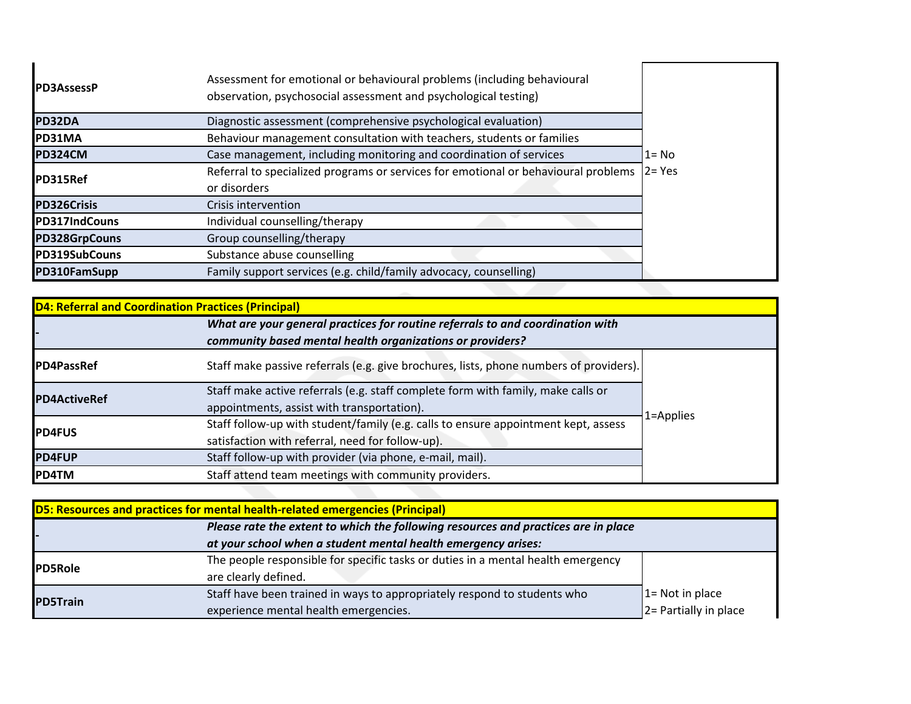| | | |
|---|---|---|
| **PD3AssessP** | Assessment for emotional or behavioural problems (including behavioural observation, psychosocial assessment and psychological testing) | 1= No<br>2= Yes |
| **PD32DA** | Diagnostic assessment (comprehensive psychological evaluation) | |
| **PD31MA** | Behaviour management consultation with teachers, students or families | |
| **PD324CM** | Case management, including monitoring and coordination of services | |
| **PD315Ref** | Referral to specialized programs or services for emotional or behavioural problems or disorders | |
| **PD326Crisis** | Crisis intervention | |
| **PD317IndCouns** | Individual counselling/therapy | |
| **PD328GrpCouns** | Group counselling/therapy | |
| **PD319SubCouns** | Substance abuse counselling | |
| **PD310FamSupp** | Family support services (e.g. child/family advocacy, counselling) | |

| **D4: Referral and Coordination Practices (Principal)** | | |
|---|---|---|
| - | ***What are your general practices for routine referrals to and coordination with community based mental health organizations or providers?*** | |
| **PD4PassRef** | Staff make passive referrals (e.g. give brochures, lists, phone numbers of providers). | 1=Applies |
| **PD4ActiveRef** | Staff make active referrals (e.g. staff complete form with family, make calls or appointments, assist with transportation). | |
| **PD4FUS** | Staff follow-up with student/family (e.g. calls to ensure appointment kept, assess satisfaction with referral, need for follow-up). | |
| **PD4FUP** | Staff follow-up with provider (via phone, e-mail, mail). | |
| **PD4TM** | Staff attend team meetings with community providers. | |

| **D5: Resources and practices for mental health-related emergencies (Principal)** | | |
|---|---|---|
| - | ***Please rate the extent to which the following resources and practices are in place at your school when a student mental health emergency arises:*** | |
| **PD5Role** | The people responsible for specific tasks or duties in a mental health emergency are clearly defined. | 1= Not in place<br>2= Partially in place |
| **PD5Train** | Staff have been trained in ways to appropriately respond to students who experience mental health emergencies. | |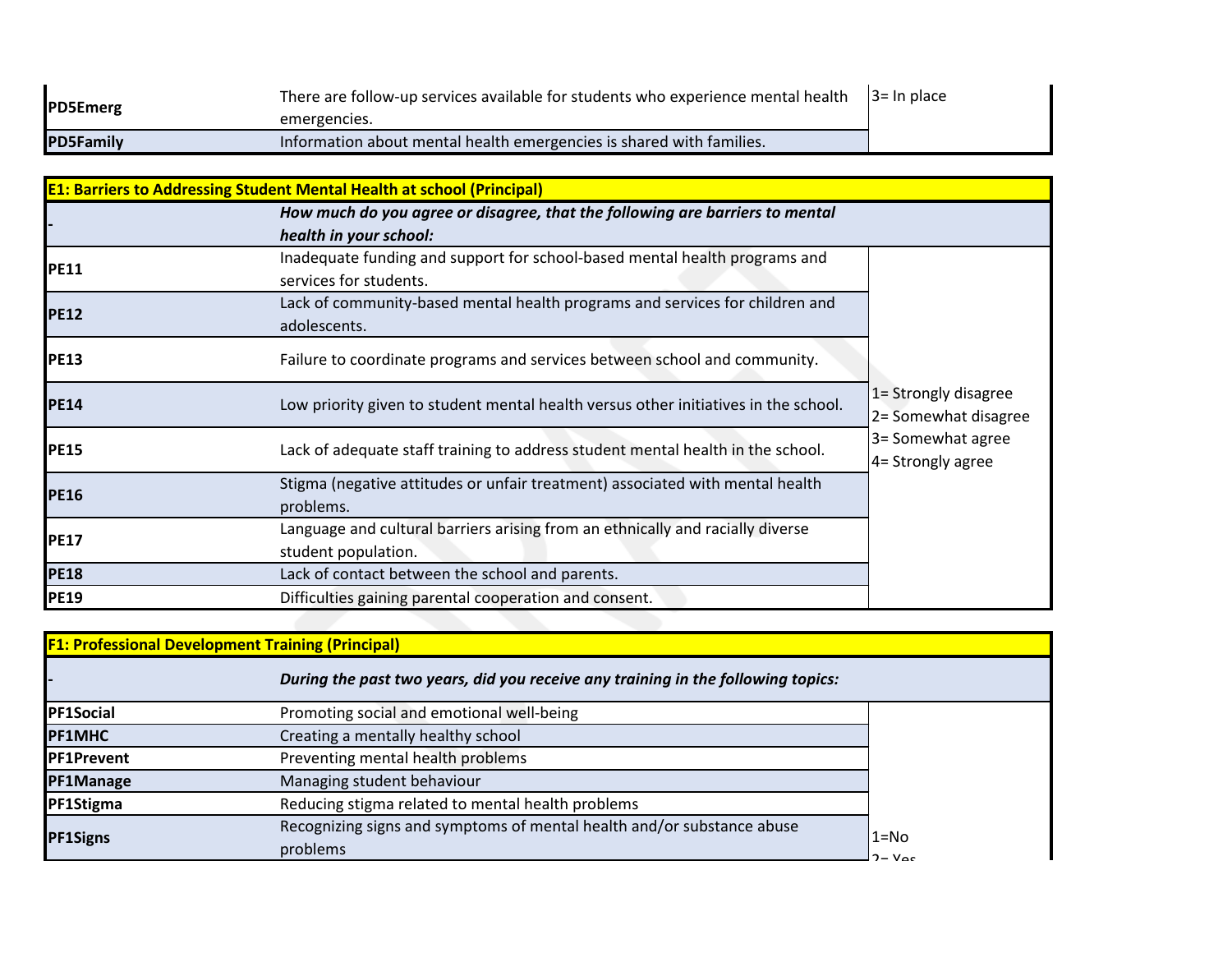| | | |
|---|---|---|
| **PD5Emerg** | There are follow-up services available for students who experience mental health emergencies. | 3= In place |
| **PD5Family** | Information about mental health emergencies is shared with families. | |

| **E1: Barriers to Addressing Student Mental Health at school (Principal)** | | |
|---|---|---|
| - | ***How much do you agree or disagree, that the following are barriers to mental health in your school:*** | |
| **PE11** | Inadequate funding and support for school-based mental health programs and services for students. | 1= Strongly disagree<br>2= Somewhat disagree<br>3= Somewhat agree<br>4= Strongly agree |
| **PE12** | Lack of community-based mental health programs and services for children and adolescents. | |
| **PE13** | Failure to coordinate programs and services between school and community. | |
| **PE14** | Low priority given to student mental health versus other initiatives in the school. | |
| **PE15** | Lack of adequate staff training to address student mental health in the school. | |
| **PE16** | Stigma (negative attitudes or unfair treatment) associated with mental health problems. | |
| **PE17** | Language and cultural barriers arising from an ethnically and racially diverse student population. | |
| **PE18** | Lack of contact between the school and parents. | |
| **PE19** | Difficulties gaining parental cooperation and consent. | |

| **F1: Professional Development Training (Principal)** | | |
|---|---|---|
| - | ***During the past two years, did you receive any training in the following topics:*** | |
| **PF1Social** | Promoting social and emotional well-being | 1=No<br>2= Yes |
| **PF1MHC** | Creating a mentally healthy school | |
| **PF1Prevent** | Preventing mental health problems | |
| **PF1Manage** | Managing student behaviour | |
| **PF1Stigma** | Reducing stigma related to mental health problems | |
| **PF1Signs** | Recognizing signs and symptoms of mental health and/or substance abuse problems | |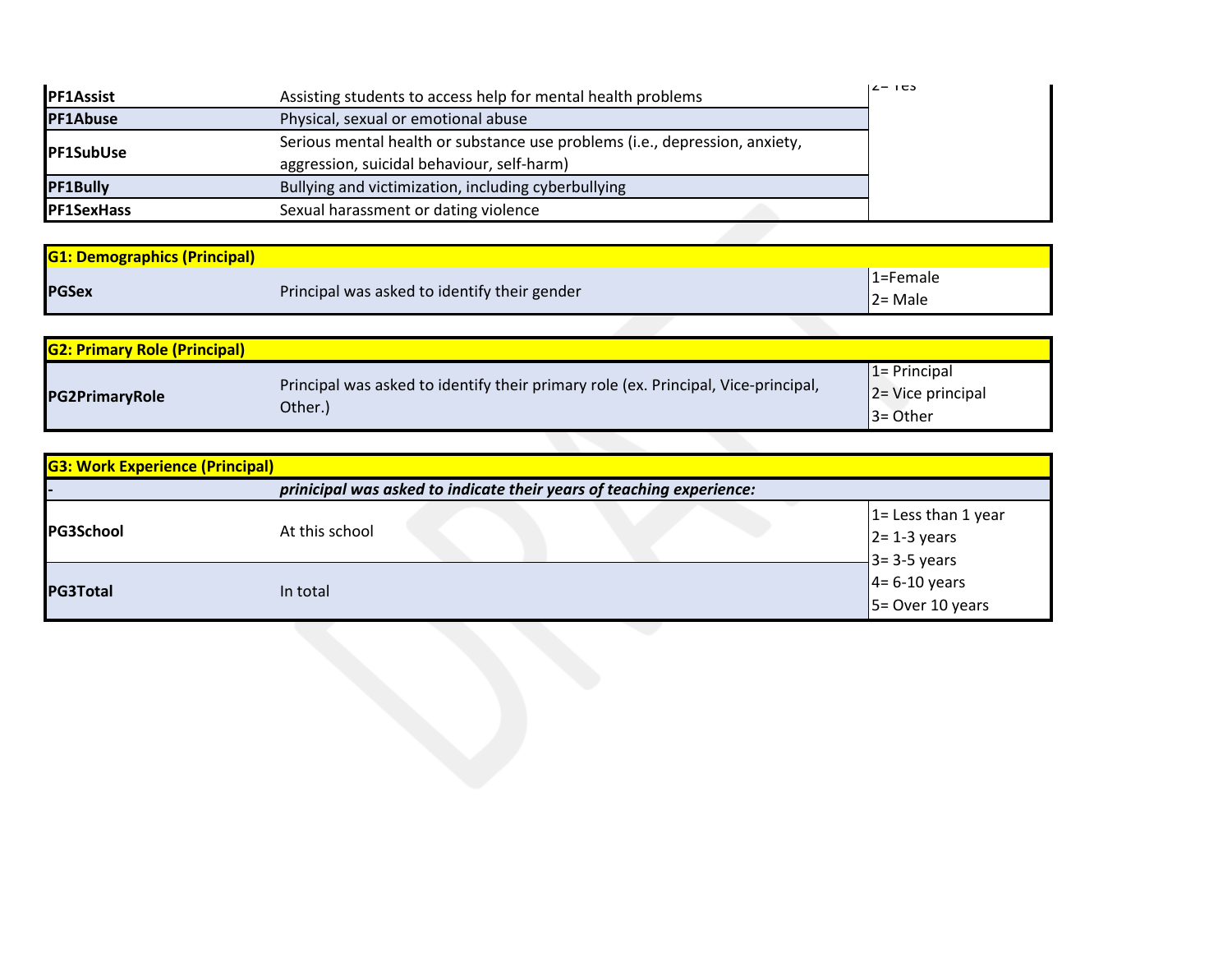| | | |
|---|---|---|
| **PF1Assist** | Assisting students to access help for mental health problems | 2= Yes |
| **PF1Abuse** | Physical, sexual or emotional abuse | |
| **PF1SubUse** | Serious mental health or substance use problems (i.e., depression, anxiety, aggression, suicidal behaviour, self-harm) | |
| **PF1Bully** | Bullying and victimization, including cyberbullying | |
| **PF1SexHass** | Sexual harassment or dating violence | |

| **G1: Demographics (Principal)** | | |
|---|---|---|
| **PGSex** | Principal was asked to identify their gender | 1=Female<br>2= Male |

| **G2: Primary Role (Principal)** | | |
|---|---|---|
| **PG2PrimaryRole** | Principal was asked to identify their primary role (ex. Principal, Vice-principal, Other.) | 1= Principal<br>2= Vice principal<br>3= Other |

| **G3: Work Experience (Principal)** | | |
|---|---|---|
| - | ***prinicipal was asked to indicate their years of teaching experience:*** | |
| **PG3School** | At this school | 1= Less than 1 year<br>2= 1-3 years<br>3= 3-5 years<br>4= 6-10 years<br>5= Over 10 years |
| **PG3Total** | In total | |